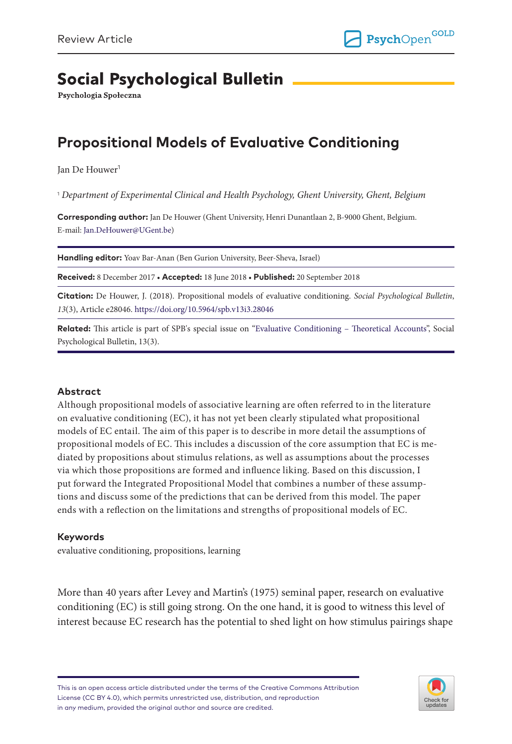Review Article

# Social Psychological Bulletin

**Psychologia Społeczna**

## Propositional Models of Evaluative Conditioning

Jan De Houwer[1]

[1] *Department of Experimental Clinical and Health Psychology, Ghent University, Ghent, Belgium*

**Corresponding author:** Jan De Houwer (Ghent University, Henri Dunantlaan 2, B-9000 Ghent, Belgium. E-mail: Jan.DeHouwer@UGent.be)

**Handling editor:** Yoav Bar-Anan (Ben Gurion University, Beer-Sheva, Israel)

**Received:** 8 December 2017 • **Accepted:** 18 June 2018 • **Published:** 20 September 2018

**Citation:** De Houwer, J. (2018). Propositional models of evaluative conditioning. *Social Psychological Bulletin*, *13*(3), Article e28046. https://doi.org/10.5964/spb.v13i3.28046

**Related:** This article is part of SPB's special issue on "Evaluative Conditioning – Theoretical Accounts", Social Psychological Bulletin, 13(3).

### Abstract

Although propositional models of associative learning are often referred to in the literature on evaluative conditioning (EC), it has not yet been clearly stipulated what propositional models of EC entail. The aim of this paper is to describe in more detail the assumptions of propositional models of EC. This includes a discussion of the core assumption that EC is mediated by propositions about stimulus relations, as well as assumptions about the processes via which those propositions are formed and influence liking. Based on this discussion, I put forward the Integrated Propositional Model that combines a number of these assumptions and discuss some of the predictions that can be derived from this model. The paper ends with a reflection on the limitations and strengths of propositional models of EC.

### Keywords

evaluative conditioning, propositions, learning

More than 40 years after Levey and Martin's (1975) seminal paper, research on evaluative conditioning (EC) is still going strong. On the one hand, it is good to witness this level of interest because EC research has the potential to shed light on how stimulus pairings shape

This is an open access article distributed under the terms of the Creative Commons Attribution License (CC BY 4.0), which permits unrestricted use, distribution, and reproduction in any medium, provided the original author and source are credited.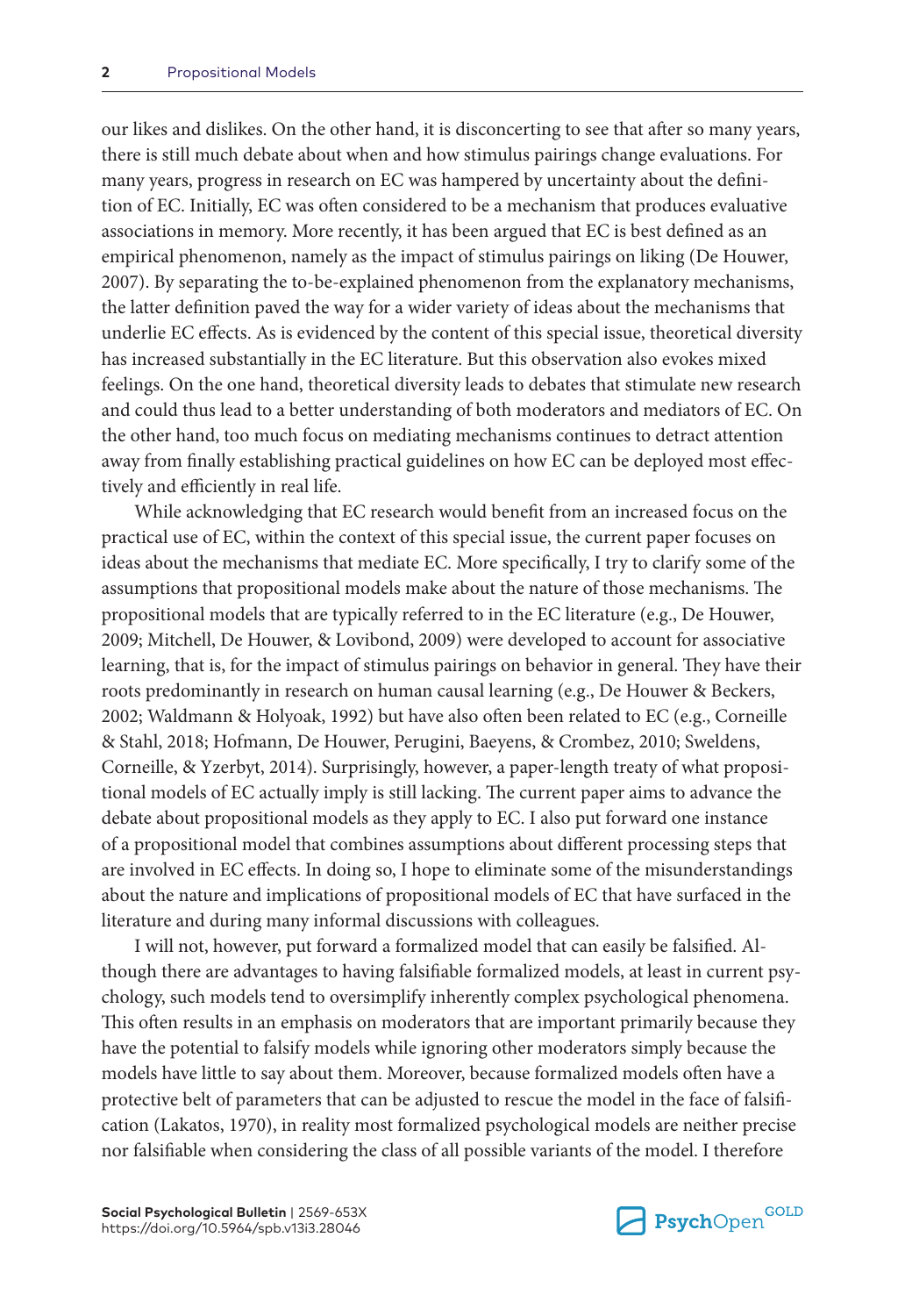our likes and dislikes. On the other hand, it is disconcerting to see that after so many years, there is still much debate about when and how stimulus pairings change evaluations. For many years, progress in research on EC was hampered by uncertainty about the definition of EC. Initially, EC was often considered to be a mechanism that produces evaluative associations in memory. More recently, it has been argued that EC is best defined as an empirical phenomenon, namely as the impact of stimulus pairings on liking (De Houwer, 2007). By separating the to-be-explained phenomenon from the explanatory mechanisms, the latter definition paved the way for a wider variety of ideas about the mechanisms that underlie EC effects. As is evidenced by the content of this special issue, theoretical diversity has increased substantially in the EC literature. But this observation also evokes mixed feelings. On the one hand, theoretical diversity leads to debates that stimulate new research and could thus lead to a better understanding of both moderators and mediators of EC. On the other hand, too much focus on mediating mechanisms continues to detract attention away from finally establishing practical guidelines on how EC can be deployed most effectively and efficiently in real life.

While acknowledging that EC research would benefit from an increased focus on the practical use of EC, within the context of this special issue, the current paper focuses on ideas about the mechanisms that mediate EC. More specifically, I try to clarify some of the assumptions that propositional models make about the nature of those mechanisms. The propositional models that are typically referred to in the EC literature (e.g., De Houwer, 2009; Mitchell, De Houwer, & Lovibond, 2009) were developed to account for associative learning, that is, for the impact of stimulus pairings on behavior in general. They have their roots predominantly in research on human causal learning (e.g., De Houwer & Beckers, 2002; Waldmann & Holyoak, 1992) but have also often been related to EC (e.g., Corneille & Stahl, 2018; Hofmann, De Houwer, Perugini, Baeyens, & Crombez, 2010; Sweldens, Corneille, & Yzerbyt, 2014). Surprisingly, however, a paper-length treaty of what propositional models of EC actually imply is still lacking. The current paper aims to advance the debate about propositional models as they apply to EC. I also put forward one instance of a propositional model that combines assumptions about different processing steps that are involved in EC effects. In doing so, I hope to eliminate some of the misunderstandings about the nature and implications of propositional models of EC that have surfaced in the literature and during many informal discussions with colleagues.

I will not, however, put forward a formalized model that can easily be falsified. Although there are advantages to having falsifiable formalized models, at least in current psychology, such models tend to oversimplify inherently complex psychological phenomena. This often results in an emphasis on moderators that are important primarily because they have the potential to falsify models while ignoring other moderators simply because the models have little to say about them. Moreover, because formalized models often have a protective belt of parameters that can be adjusted to rescue the model in the face of falsification (Lakatos, 1970), in reality most formalized psychological models are neither precise nor falsifiable when considering the class of all possible variants of the model. I therefore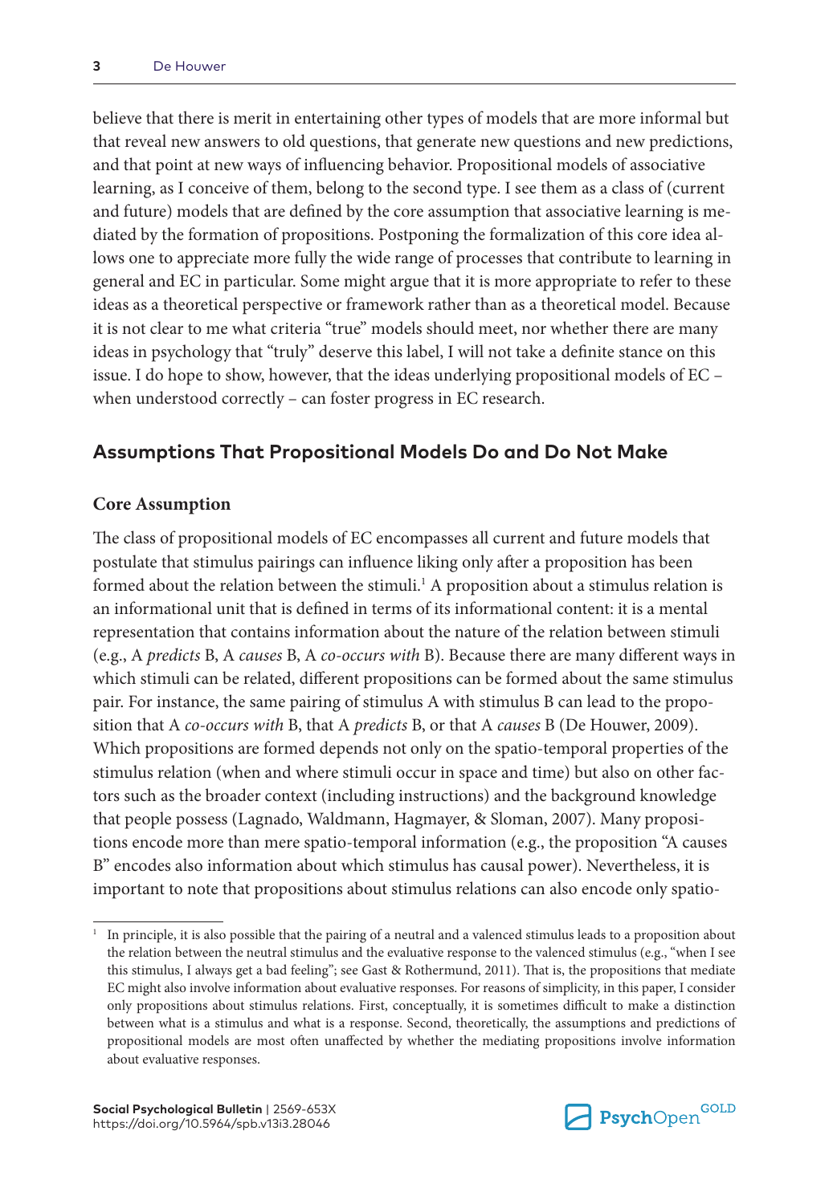believe that there is merit in entertaining other types of models that are more informal but that reveal new answers to old questions, that generate new questions and new predictions, and that point at new ways of influencing behavior. Propositional models of associative learning, as I conceive of them, belong to the second type. I see them as a class of (current and future) models that are defined by the core assumption that associative learning is mediated by the formation of propositions. Postponing the formalization of this core idea allows one to appreciate more fully the wide range of processes that contribute to learning in general and EC in particular. Some might argue that it is more appropriate to refer to these ideas as a theoretical perspective or framework rather than as a theoretical model. Because it is not clear to me what criteria "true" models should meet, nor whether there are many ideas in psychology that "truly" deserve this label, I will not take a definite stance on this issue. I do hope to show, however, that the ideas underlying propositional models of EC – when understood correctly – can foster progress in EC research.

## Assumptions That Propositional Models Do and Do Not Make

### Core Assumption

The class of propositional models of EC encompasses all current and future models that postulate that stimulus pairings can influence liking only after a proposition has been formed about the relation between the stimuli.[1] A proposition about a stimulus relation is an informational unit that is defined in terms of its informational content: it is a mental representation that contains information about the nature of the relation between stimuli (e.g., A *predicts* B, A *causes* B, A *co-occurs with* B). Because there are many different ways in which stimuli can be related, different propositions can be formed about the same stimulus pair. For instance, the same pairing of stimulus A with stimulus B can lead to the proposition that A *co-occurs with* B, that A *predicts* B, or that A *causes* B (De Houwer, 2009). Which propositions are formed depends not only on the spatio-temporal properties of the stimulus relation (when and where stimuli occur in space and time) but also on other factors such as the broader context (including instructions) and the background knowledge that people possess (Lagnado, Waldmann, Hagmayer, & Sloman, 2007). Many propositions encode more than mere spatio-temporal information (e.g., the proposition "A causes B" encodes also information about which stimulus has causal power). Nevertheless, it is important to note that propositions about stimulus relations can also encode only spatio-

[1] In principle, it is also possible that the pairing of a neutral and a valenced stimulus leads to a proposition about the relation between the neutral stimulus and the evaluative response to the valenced stimulus (e.g., "when I see this stimulus, I always get a bad feeling"; see Gast & Rothermund, 2011). That is, the propositions that mediate EC might also involve information about evaluative responses. For reasons of simplicity, in this paper, I consider only propositions about stimulus relations. First, conceptually, it is sometimes difficult to make a distinction between what is a stimulus and what is a response. Second, theoretically, the assumptions and predictions of propositional models are most often unaffected by whether the mediating propositions involve information about evaluative responses.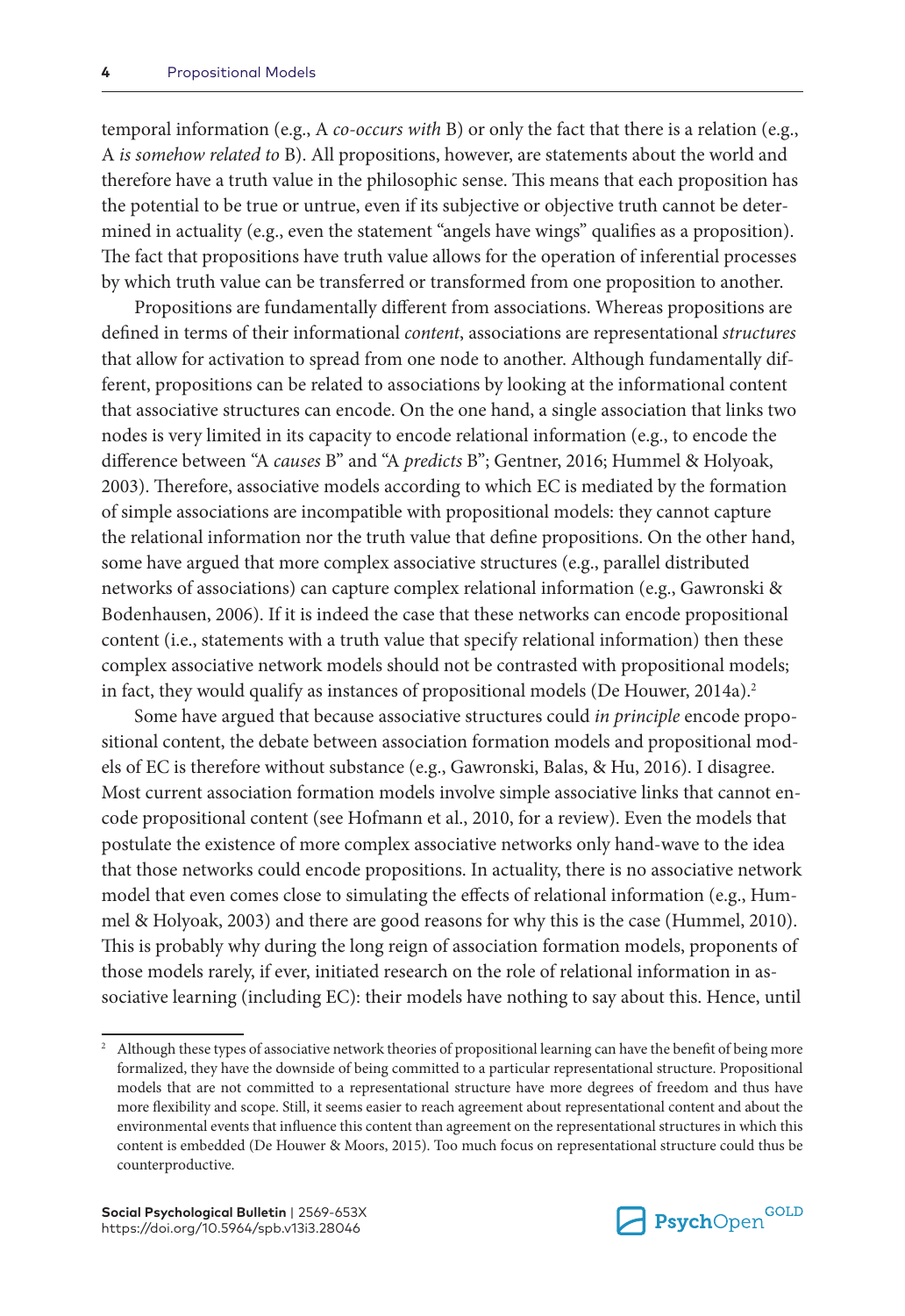temporal information (e.g., A *co-occurs with* B) or only the fact that there is a relation (e.g., A *is somehow related to* B). All propositions, however, are statements about the world and therefore have a truth value in the philosophic sense. This means that each proposition has the potential to be true or untrue, even if its subjective or objective truth cannot be determined in actuality (e.g., even the statement "angels have wings" qualifies as a proposition). The fact that propositions have truth value allows for the operation of inferential processes by which truth value can be transferred or transformed from one proposition to another.

Propositions are fundamentally different from associations. Whereas propositions are defined in terms of their informational *content*, associations are representational *structures* that allow for activation to spread from one node to another. Although fundamentally different, propositions can be related to associations by looking at the informational content that associative structures can encode. On the one hand, a single association that links two nodes is very limited in its capacity to encode relational information (e.g., to encode the difference between "A *causes* B" and "A *predicts* B"; Gentner, 2016; Hummel & Holyoak, 2003). Therefore, associative models according to which EC is mediated by the formation of simple associations are incompatible with propositional models: they cannot capture the relational information nor the truth value that define propositions. On the other hand, some have argued that more complex associative structures (e.g., parallel distributed networks of associations) can capture complex relational information (e.g., Gawronski & Bodenhausen, 2006). If it is indeed the case that these networks can encode propositional content (i.e., statements with a truth value that specify relational information) then these complex associative network models should not be contrasted with propositional models; in fact, they would qualify as instances of propositional models (De Houwer, 2014a).[2]

Some have argued that because associative structures could *in principle* encode propositional content, the debate between association formation models and propositional models of EC is therefore without substance (e.g., Gawronski, Balas, & Hu, 2016). I disagree. Most current association formation models involve simple associative links that cannot encode propositional content (see Hofmann et al., 2010, for a review). Even the models that postulate the existence of more complex associative networks only hand-wave to the idea that those networks could encode propositions. In actuality, there is no associative network model that even comes close to simulating the effects of relational information (e.g., Hummel & Holyoak, 2003) and there are good reasons for why this is the case (Hummel, 2010). This is probably why during the long reign of association formation models, proponents of those models rarely, if ever, initiated research on the role of relational information in associative learning (including EC): their models have nothing to say about this. Hence, until

---

[2] Although these types of associative network theories of propositional learning can have the benefit of being more formalized, they have the downside of being committed to a particular representational structure. Propositional models that are not committed to a representational structure have more degrees of freedom and thus have more flexibility and scope. Still, it seems easier to reach agreement about representational content and about the environmental events that influence this content than agreement on the representational structures in which this content is embedded (De Houwer & Moors, 2015). Too much focus on representational structure could thus be counterproductive.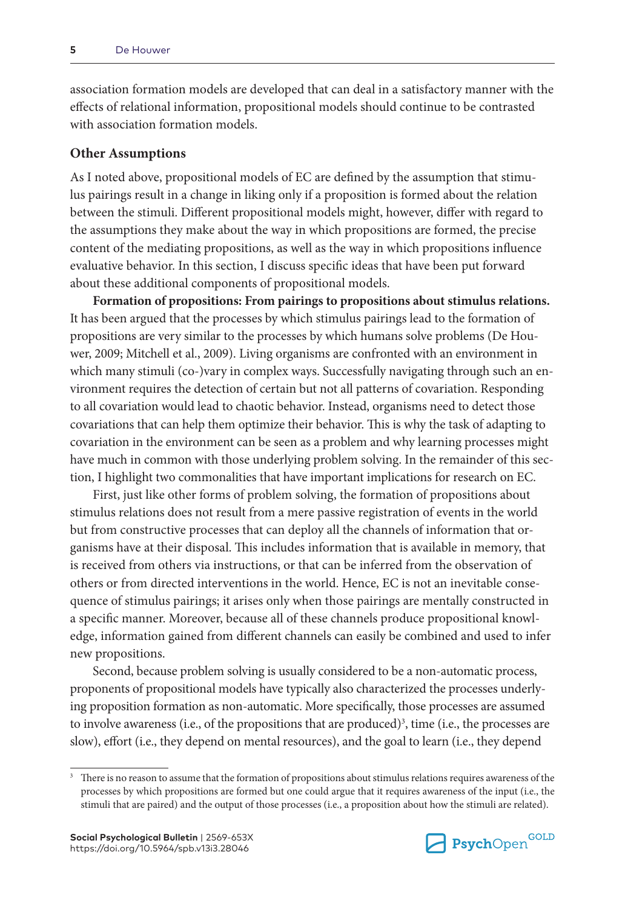association formation models are developed that can deal in a satisfactory manner with the effects of relational information, propositional models should continue to be contrasted with association formation models.

## Other Assumptions

As I noted above, propositional models of EC are defined by the assumption that stimulus pairings result in a change in liking only if a proposition is formed about the relation between the stimuli. Different propositional models might, however, differ with regard to the assumptions they make about the way in which propositions are formed, the precise content of the mediating propositions, as well as the way in which propositions influence evaluative behavior. In this section, I discuss specific ideas that have been put forward about these additional components of propositional models.

**Formation of propositions: From pairings to propositions about stimulus relations.** It has been argued that the processes by which stimulus pairings lead to the formation of propositions are very similar to the processes by which humans solve problems (De Houwer, 2009; Mitchell et al., 2009). Living organisms are confronted with an environment in which many stimuli (co-)vary in complex ways. Successfully navigating through such an environment requires the detection of certain but not all patterns of covariation. Responding to all covariation would lead to chaotic behavior. Instead, organisms need to detect those covariations that can help them optimize their behavior. This is why the task of adapting to covariation in the environment can be seen as a problem and why learning processes might have much in common with those underlying problem solving. In the remainder of this section, I highlight two commonalities that have important implications for research on EC.

First, just like other forms of problem solving, the formation of propositions about stimulus relations does not result from a mere passive registration of events in the world but from constructive processes that can deploy all the channels of information that organisms have at their disposal. This includes information that is available in memory, that is received from others via instructions, or that can be inferred from the observation of others or from directed interventions in the world. Hence, EC is not an inevitable consequence of stimulus pairings; it arises only when those pairings are mentally constructed in a specific manner. Moreover, because all of these channels produce propositional knowledge, information gained from different channels can easily be combined and used to infer new propositions.

Second, because problem solving is usually considered to be a non-automatic process, proponents of propositional models have typically also characterized the processes underlying proposition formation as non-automatic. More specifically, those processes are assumed to involve awareness (i.e., of the propositions that are produced)[3], time (i.e., the processes are slow), effort (i.e., they depend on mental resources), and the goal to learn (i.e., they depend

[3] There is no reason to assume that the formation of propositions about stimulus relations requires awareness of the processes by which propositions are formed but one could argue that it requires awareness of the input (i.e., the stimuli that are paired) and the output of those processes (i.e., a proposition about how the stimuli are related).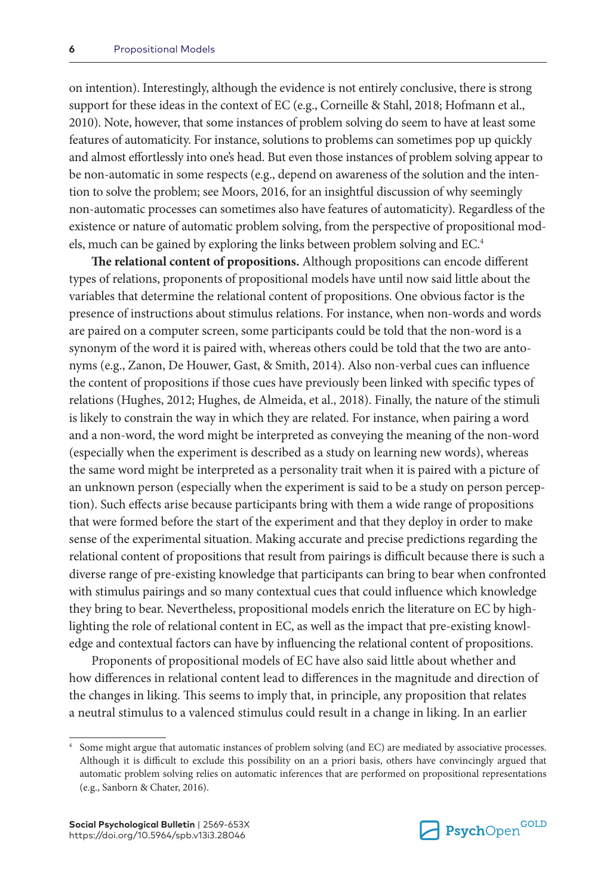on intention). Interestingly, although the evidence is not entirely conclusive, there is strong support for these ideas in the context of EC (e.g., Corneille & Stahl, 2018; Hofmann et al., 2010). Note, however, that some instances of problem solving do seem to have at least some features of automaticity. For instance, solutions to problems can sometimes pop up quickly and almost effortlessly into one's head. But even those instances of problem solving appear to be non-automatic in some respects (e.g., depend on awareness of the solution and the intention to solve the problem; see Moors, 2016, for an insightful discussion of why seemingly non-automatic processes can sometimes also have features of automaticity). Regardless of the existence or nature of automatic problem solving, from the perspective of propositional models, much can be gained by exploring the links between problem solving and EC.[4]

**The relational content of propositions.** Although propositions can encode different types of relations, proponents of propositional models have until now said little about the variables that determine the relational content of propositions. One obvious factor is the presence of instructions about stimulus relations. For instance, when non-words and words are paired on a computer screen, some participants could be told that the non-word is a synonym of the word it is paired with, whereas others could be told that the two are antonyms (e.g., Zanon, De Houwer, Gast, & Smith, 2014). Also non-verbal cues can influence the content of propositions if those cues have previously been linked with specific types of relations (Hughes, 2012; Hughes, de Almeida, et al., 2018). Finally, the nature of the stimuli is likely to constrain the way in which they are related. For instance, when pairing a word and a non-word, the word might be interpreted as conveying the meaning of the non-word (especially when the experiment is described as a study on learning new words), whereas the same word might be interpreted as a personality trait when it is paired with a picture of an unknown person (especially when the experiment is said to be a study on person perception). Such effects arise because participants bring with them a wide range of propositions that were formed before the start of the experiment and that they deploy in order to make sense of the experimental situation. Making accurate and precise predictions regarding the relational content of propositions that result from pairings is difficult because there is such a diverse range of pre-existing knowledge that participants can bring to bear when confronted with stimulus pairings and so many contextual cues that could influence which knowledge they bring to bear. Nevertheless, propositional models enrich the literature on EC by highlighting the role of relational content in EC, as well as the impact that pre-existing knowledge and contextual factors can have by influencing the relational content of propositions.

Proponents of propositional models of EC have also said little about whether and how differences in relational content lead to differences in the magnitude and direction of the changes in liking. This seems to imply that, in principle, any proposition that relates a neutral stimulus to a valenced stimulus could result in a change in liking. In an earlier

[4] Some might argue that automatic instances of problem solving (and EC) are mediated by associative processes. Although it is difficult to exclude this possibility on an a priori basis, others have convincingly argued that automatic problem solving relies on automatic inferences that are performed on propositional representations (e.g., Sanborn & Chater, 2016).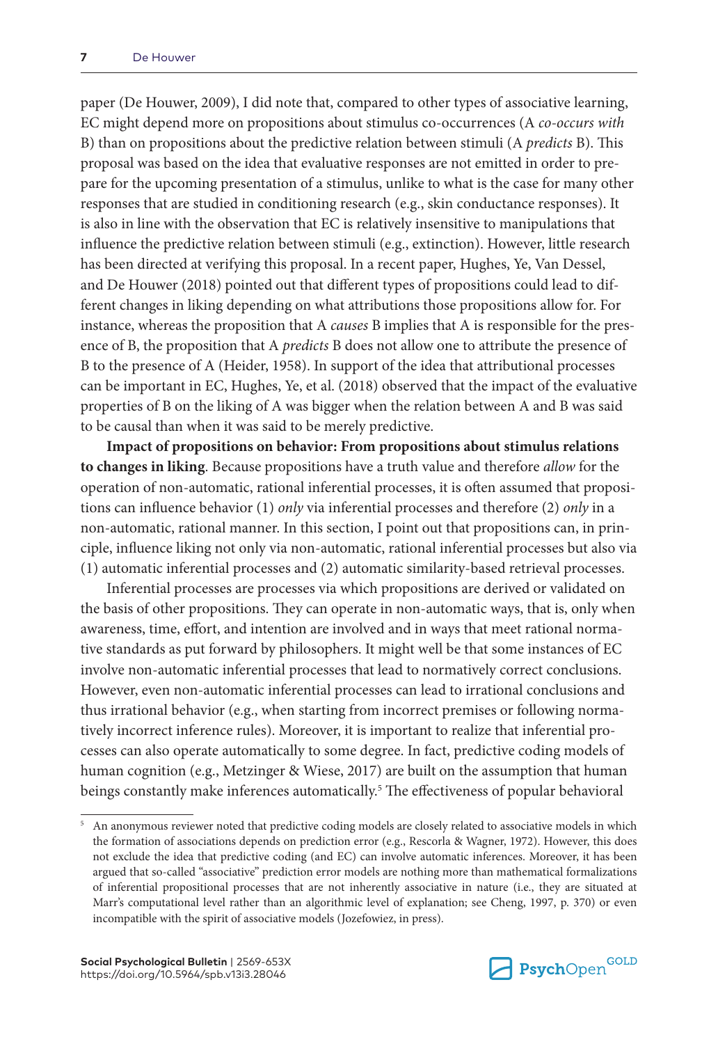paper (De Houwer, 2009), I did note that, compared to other types of associative learning, EC might depend more on propositions about stimulus co-occurrences (A *co-occurs with* B) than on propositions about the predictive relation between stimuli (A *predicts* B). This proposal was based on the idea that evaluative responses are not emitted in order to prepare for the upcoming presentation of a stimulus, unlike to what is the case for many other responses that are studied in conditioning research (e.g., skin conductance responses). It is also in line with the observation that EC is relatively insensitive to manipulations that influence the predictive relation between stimuli (e.g., extinction). However, little research has been directed at verifying this proposal. In a recent paper, Hughes, Ye, Van Dessel, and De Houwer (2018) pointed out that different types of propositions could lead to different changes in liking depending on what attributions those propositions allow for. For instance, whereas the proposition that A *causes* B implies that A is responsible for the presence of B, the proposition that A *predicts* B does not allow one to attribute the presence of B to the presence of A (Heider, 1958). In support of the idea that attributional processes can be important in EC, Hughes, Ye, et al. (2018) observed that the impact of the evaluative properties of B on the liking of A was bigger when the relation between A and B was said to be causal than when it was said to be merely predictive.

**Impact of propositions on behavior: From propositions about stimulus relations to changes in liking**. Because propositions have a truth value and therefore *allow* for the operation of non-automatic, rational inferential processes, it is often assumed that propositions can influence behavior (1) *only* via inferential processes and therefore (2) *only* in a non-automatic, rational manner. In this section, I point out that propositions can, in principle, influence liking not only via non-automatic, rational inferential processes but also via (1) automatic inferential processes and (2) automatic similarity-based retrieval processes.

Inferential processes are processes via which propositions are derived or validated on the basis of other propositions. They can operate in non-automatic ways, that is, only when awareness, time, effort, and intention are involved and in ways that meet rational normative standards as put forward by philosophers. It might well be that some instances of EC involve non-automatic inferential processes that lead to normatively correct conclusions. However, even non-automatic inferential processes can lead to irrational conclusions and thus irrational behavior (e.g., when starting from incorrect premises or following normatively incorrect inference rules). Moreover, it is important to realize that inferential processes can also operate automatically to some degree. In fact, predictive coding models of human cognition (e.g., Metzinger & Wiese, 2017) are built on the assumption that human beings constantly make inferences automatically.[5] The effectiveness of popular behavioral

[5] An anonymous reviewer noted that predictive coding models are closely related to associative models in which the formation of associations depends on prediction error (e.g., Rescorla & Wagner, 1972). However, this does not exclude the idea that predictive coding (and EC) can involve automatic inferences. Moreover, it has been argued that so-called "associative" prediction error models are nothing more than mathematical formalizations of inferential propositional processes that are not inherently associative in nature (i.e., they are situated at Marr's computational level rather than an algorithmic level of explanation; see Cheng, 1997, p. 370) or even incompatible with the spirit of associative models (Jozefowiez, in press).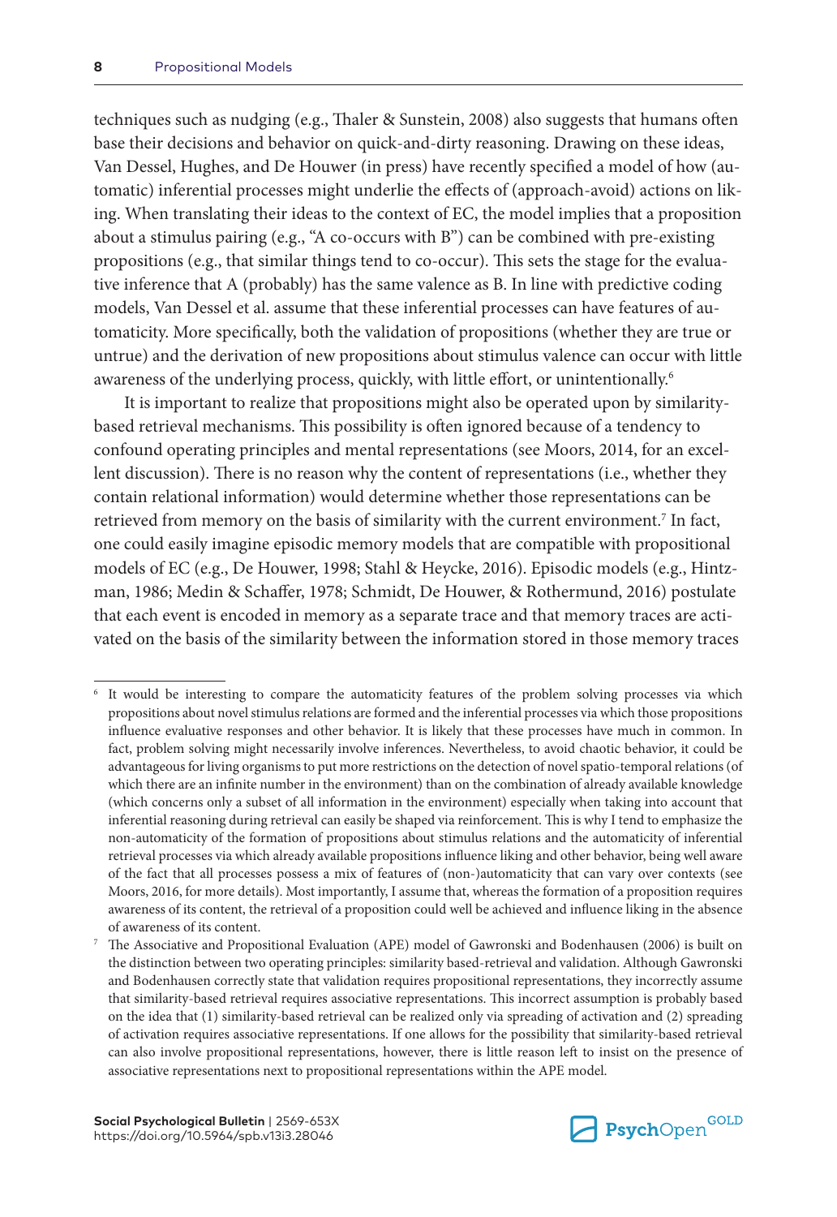techniques such as nudging (e.g., Thaler & Sunstein, 2008) also suggests that humans often base their decisions and behavior on quick-and-dirty reasoning. Drawing on these ideas, Van Dessel, Hughes, and De Houwer (in press) have recently specified a model of how (automatic) inferential processes might underlie the effects of (approach-avoid) actions on liking. When translating their ideas to the context of EC, the model implies that a proposition about a stimulus pairing (e.g., "A co-occurs with B") can be combined with pre-existing propositions (e.g., that similar things tend to co-occur). This sets the stage for the evaluative inference that A (probably) has the same valence as B. In line with predictive coding models, Van Dessel et al. assume that these inferential processes can have features of automaticity. More specifically, both the validation of propositions (whether they are true or untrue) and the derivation of new propositions about stimulus valence can occur with little awareness of the underlying process, quickly, with little effort, or unintentionally.[6]

It is important to realize that propositions might also be operated upon by similarity-based retrieval mechanisms. This possibility is often ignored because of a tendency to confound operating principles and mental representations (see Moors, 2014, for an excellent discussion). There is no reason why the content of representations (i.e., whether they contain relational information) would determine whether those representations can be retrieved from memory on the basis of similarity with the current environment.[7] In fact, one could easily imagine episodic memory models that are compatible with propositional models of EC (e.g., De Houwer, 1998; Stahl & Heycke, 2016). Episodic models (e.g., Hintzman, 1986; Medin & Schaffer, 1978; Schmidt, De Houwer, & Rothermund, 2016) postulate that each event is encoded in memory as a separate trace and that memory traces are activated on the basis of the similarity between the information stored in those memory traces

---

[6] It would be interesting to compare the automaticity features of the problem solving processes via which propositions about novel stimulus relations are formed and the inferential processes via which those propositions influence evaluative responses and other behavior. It is likely that these processes have much in common. In fact, problem solving might necessarily involve inferences. Nevertheless, to avoid chaotic behavior, it could be advantageous for living organisms to put more restrictions on the detection of novel spatio-temporal relations (of which there are an infinite number in the environment) than on the combination of already available knowledge (which concerns only a subset of all information in the environment) especially when taking into account that inferential reasoning during retrieval can easily be shaped via reinforcement. This is why I tend to emphasize the non-automaticity of the formation of propositions about stimulus relations and the automaticity of inferential retrieval processes via which already available propositions influence liking and other behavior, being well aware of the fact that all processes possess a mix of features of (non-)automaticity that can vary over contexts (see Moors, 2016, for more details). Most importantly, I assume that, whereas the formation of a proposition requires awareness of its content, the retrieval of a proposition could well be achieved and influence liking in the absence of awareness of its content.

[7] The Associative and Propositional Evaluation (APE) model of Gawronski and Bodenhausen (2006) is built on the distinction between two operating principles: similarity based-retrieval and validation. Although Gawronski and Bodenhausen correctly state that validation requires propositional representations, they incorrectly assume that similarity-based retrieval requires associative representations. This incorrect assumption is probably based on the idea that (1) similarity-based retrieval can be realized only via spreading of activation and (2) spreading of activation requires associative representations. If one allows for the possibility that similarity-based retrieval can also involve propositional representations, however, there is little reason left to insist on the presence of associative representations next to propositional representations within the APE model.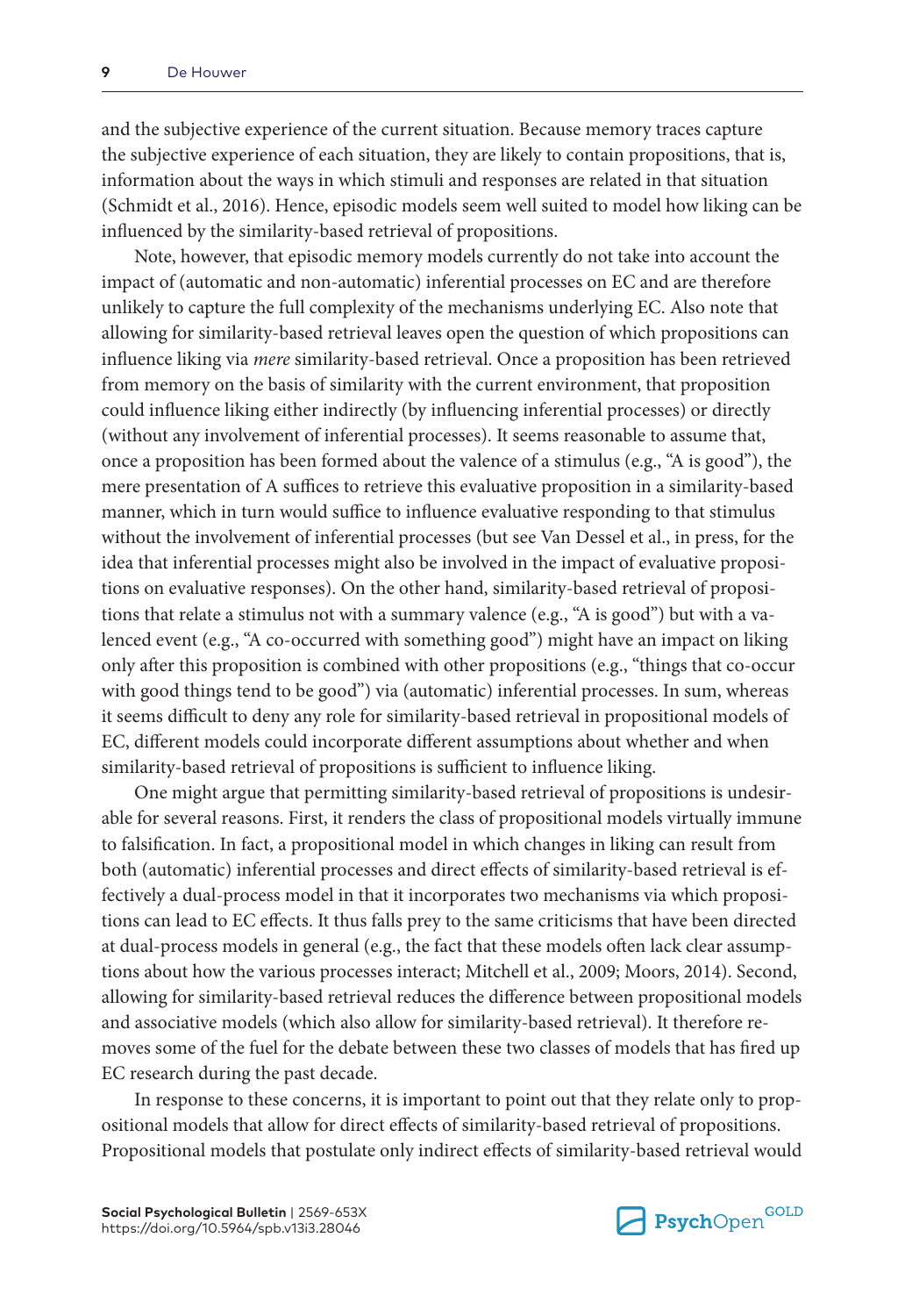and the subjective experience of the current situation. Because memory traces capture the subjective experience of each situation, they are likely to contain propositions, that is, information about the ways in which stimuli and responses are related in that situation (Schmidt et al., 2016). Hence, episodic models seem well suited to model how liking can be influenced by the similarity-based retrieval of propositions.

Note, however, that episodic memory models currently do not take into account the impact of (automatic and non-automatic) inferential processes on EC and are therefore unlikely to capture the full complexity of the mechanisms underlying EC. Also note that allowing for similarity-based retrieval leaves open the question of which propositions can influence liking via *mere* similarity-based retrieval. Once a proposition has been retrieved from memory on the basis of similarity with the current environment, that proposition could influence liking either indirectly (by influencing inferential processes) or directly (without any involvement of inferential processes). It seems reasonable to assume that, once a proposition has been formed about the valence of a stimulus (e.g., "A is good"), the mere presentation of A suffices to retrieve this evaluative proposition in a similarity-based manner, which in turn would suffice to influence evaluative responding to that stimulus without the involvement of inferential processes (but see Van Dessel et al., in press, for the idea that inferential processes might also be involved in the impact of evaluative propositions on evaluative responses). On the other hand, similarity-based retrieval of propositions that relate a stimulus not with a summary valence (e.g., "A is good") but with a valenced event (e.g., "A co-occurred with something good") might have an impact on liking only after this proposition is combined with other propositions (e.g., "things that co-occur with good things tend to be good") via (automatic) inferential processes. In sum, whereas it seems difficult to deny any role for similarity-based retrieval in propositional models of EC, different models could incorporate different assumptions about whether and when similarity-based retrieval of propositions is sufficient to influence liking.

One might argue that permitting similarity-based retrieval of propositions is undesirable for several reasons. First, it renders the class of propositional models virtually immune to falsification. In fact, a propositional model in which changes in liking can result from both (automatic) inferential processes and direct effects of similarity-based retrieval is effectively a dual-process model in that it incorporates two mechanisms via which propositions can lead to EC effects. It thus falls prey to the same criticisms that have been directed at dual-process models in general (e.g., the fact that these models often lack clear assumptions about how the various processes interact; Mitchell et al., 2009; Moors, 2014). Second, allowing for similarity-based retrieval reduces the difference between propositional models and associative models (which also allow for similarity-based retrieval). It therefore removes some of the fuel for the debate between these two classes of models that has fired up EC research during the past decade.

In response to these concerns, it is important to point out that they relate only to propositional models that allow for direct effects of similarity-based retrieval of propositions. Propositional models that postulate only indirect effects of similarity-based retrieval would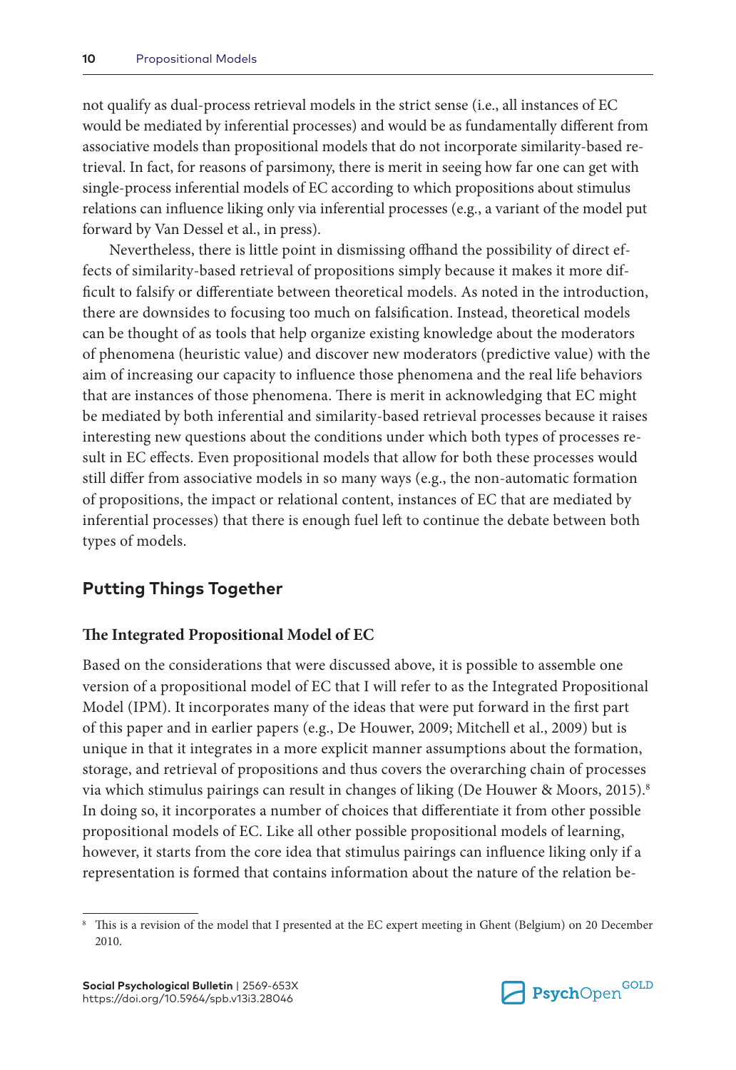not qualify as dual-process retrieval models in the strict sense (i.e., all instances of EC would be mediated by inferential processes) and would be as fundamentally different from associative models than propositional models that do not incorporate similarity-based retrieval. In fact, for reasons of parsimony, there is merit in seeing how far one can get with single-process inferential models of EC according to which propositions about stimulus relations can influence liking only via inferential processes (e.g., a variant of the model put forward by Van Dessel et al., in press).

Nevertheless, there is little point in dismissing offhand the possibility of direct effects of similarity-based retrieval of propositions simply because it makes it more difficult to falsify or differentiate between theoretical models. As noted in the introduction, there are downsides to focusing too much on falsification. Instead, theoretical models can be thought of as tools that help organize existing knowledge about the moderators of phenomena (heuristic value) and discover new moderators (predictive value) with the aim of increasing our capacity to influence those phenomena and the real life behaviors that are instances of those phenomena. There is merit in acknowledging that EC might be mediated by both inferential and similarity-based retrieval processes because it raises interesting new questions about the conditions under which both types of processes result in EC effects. Even propositional models that allow for both these processes would still differ from associative models in so many ways (e.g., the non-automatic formation of propositions, the impact or relational content, instances of EC that are mediated by inferential processes) that there is enough fuel left to continue the debate between both types of models.

## Putting Things Together

### The Integrated Propositional Model of EC

Based on the considerations that were discussed above, it is possible to assemble one version of a propositional model of EC that I will refer to as the Integrated Propositional Model (IPM). It incorporates many of the ideas that were put forward in the first part of this paper and in earlier papers (e.g., De Houwer, 2009; Mitchell et al., 2009) but is unique in that it integrates in a more explicit manner assumptions about the formation, storage, and retrieval of propositions and thus covers the overarching chain of processes via which stimulus pairings can result in changes of liking (De Houwer & Moors, 2015).[8] In doing so, it incorporates a number of choices that differentiate it from other possible propositional models of EC. Like all other possible propositional models of learning, however, it starts from the core idea that stimulus pairings can influence liking only if a representation is formed that contains information about the nature of the relation be-

[8] This is a revision of the model that I presented at the EC expert meeting in Ghent (Belgium) on 20 December 2010.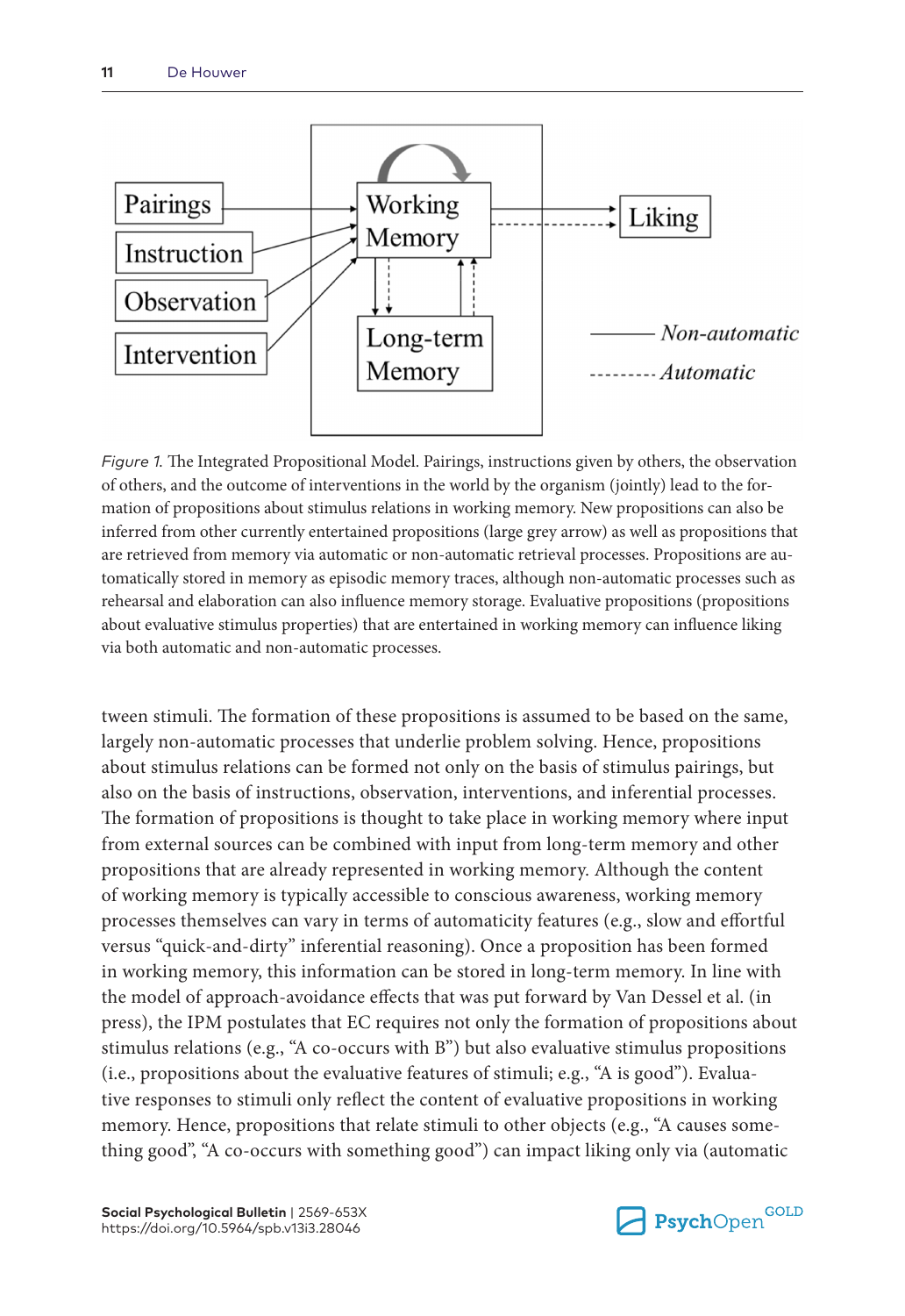*Figure 1.* The Integrated Propositional Model. Pairings, instructions given by others, the observation of others, and the outcome of interventions in the world by the organism (jointly) lead to the formation of propositions about stimulus relations in working memory. New propositions can also be inferred from other currently entertained propositions (large grey arrow) as well as propositions that are retrieved from memory via automatic or non-automatic retrieval processes. Propositions are automatically stored in memory as episodic memory traces, although non-automatic processes such as rehearsal and elaboration can also influence memory storage. Evaluative propositions (propositions about evaluative stimulus properties) that are entertained in working memory can influence liking via both automatic and non-automatic processes.

tween stimuli. The formation of these propositions is assumed to be based on the same, largely non-automatic processes that underlie problem solving. Hence, propositions about stimulus relations can be formed not only on the basis of stimulus pairings, but also on the basis of instructions, observation, interventions, and inferential processes. The formation of propositions is thought to take place in working memory where input from external sources can be combined with input from long-term memory and other propositions that are already represented in working memory. Although the content of working memory is typically accessible to conscious awareness, working memory processes themselves can vary in terms of automaticity features (e.g., slow and effortful versus "quick-and-dirty" inferential reasoning). Once a proposition has been formed in working memory, this information can be stored in long-term memory. In line with the model of approach-avoidance effects that was put forward by Van Dessel et al. (in press), the IPM postulates that EC requires not only the formation of propositions about stimulus relations (e.g., "A co-occurs with B") but also evaluative stimulus propositions (i.e., propositions about the evaluative features of stimuli; e.g., "A is good"). Evaluative responses to stimuli only reflect the content of evaluative propositions in working memory. Hence, propositions that relate stimuli to other objects (e.g., "A causes something good", "A co-occurs with something good") can impact liking only via (automatic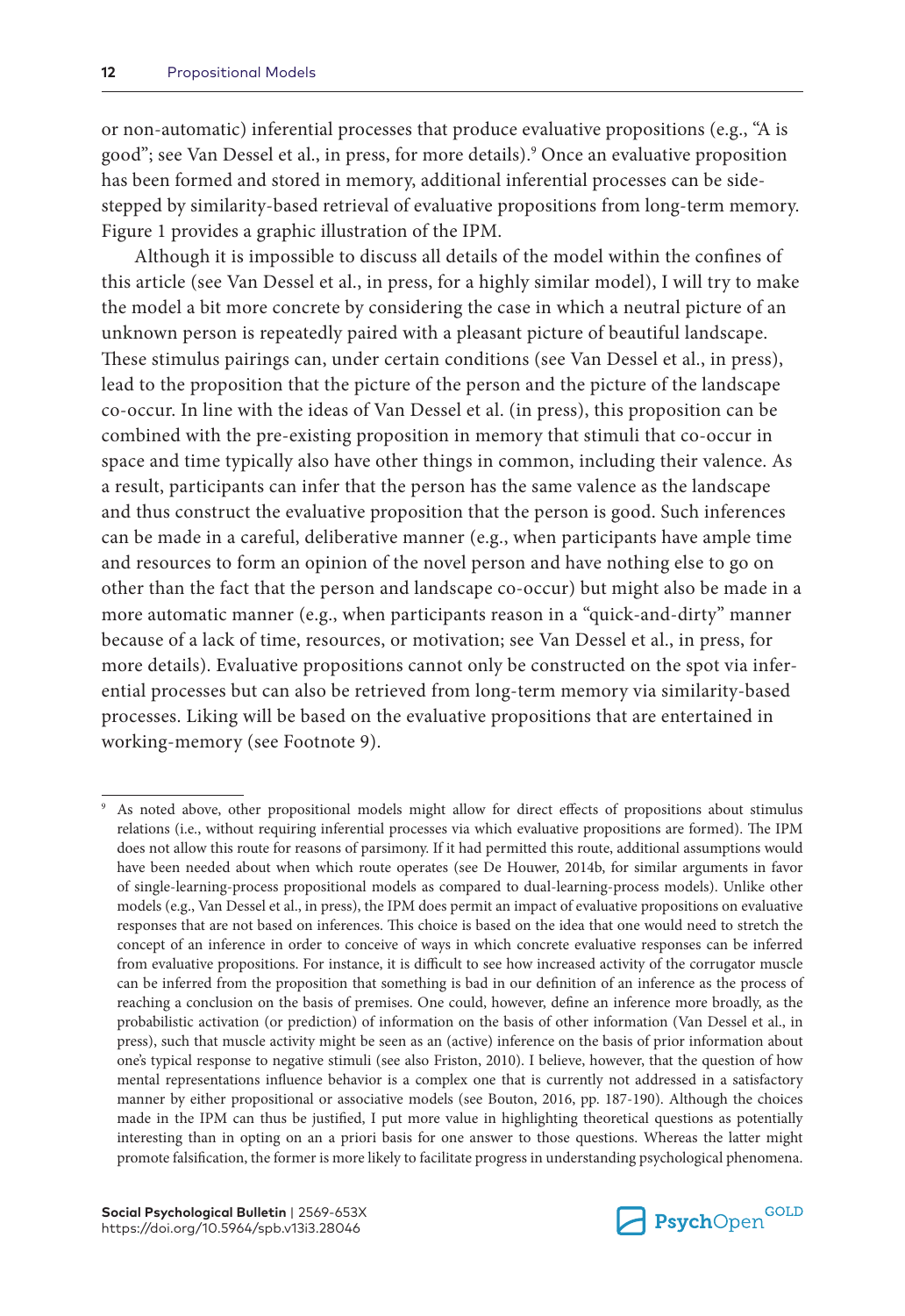or non-automatic) inferential processes that produce evaluative propositions (e.g., "A is good"; see Van Dessel et al., in press, for more details).[9] Once an evaluative proposition has been formed and stored in memory, additional inferential processes can be side-stepped by similarity-based retrieval of evaluative propositions from long-term memory. Figure 1 provides a graphic illustration of the IPM.

Although it is impossible to discuss all details of the model within the confines of this article (see Van Dessel et al., in press, for a highly similar model), I will try to make the model a bit more concrete by considering the case in which a neutral picture of an unknown person is repeatedly paired with a pleasant picture of beautiful landscape. These stimulus pairings can, under certain conditions (see Van Dessel et al., in press), lead to the proposition that the picture of the person and the picture of the landscape co-occur. In line with the ideas of Van Dessel et al. (in press), this proposition can be combined with the pre-existing proposition in memory that stimuli that co-occur in space and time typically also have other things in common, including their valence. As a result, participants can infer that the person has the same valence as the landscape and thus construct the evaluative proposition that the person is good. Such inferences can be made in a careful, deliberative manner (e.g., when participants have ample time and resources to form an opinion of the novel person and have nothing else to go on other than the fact that the person and landscape co-occur) but might also be made in a more automatic manner (e.g., when participants reason in a "quick-and-dirty" manner because of a lack of time, resources, or motivation; see Van Dessel et al., in press, for more details). Evaluative propositions cannot only be constructed on the spot via inferential processes but can also be retrieved from long-term memory via similarity-based processes. Liking will be based on the evaluative propositions that are entertained in working-memory (see Footnote 9).

---

[9] As noted above, other propositional models might allow for direct effects of propositions about stimulus relations (i.e., without requiring inferential processes via which evaluative propositions are formed). The IPM does not allow this route for reasons of parsimony. If it had permitted this route, additional assumptions would have been needed about when which route operates (see De Houwer, 2014b, for similar arguments in favor of single-learning-process propositional models as compared to dual-learning-process models). Unlike other models (e.g., Van Dessel et al., in press), the IPM does permit an impact of evaluative propositions on evaluative responses that are not based on inferences. This choice is based on the idea that one would need to stretch the concept of an inference in order to conceive of ways in which concrete evaluative responses can be inferred from evaluative propositions. For instance, it is difficult to see how increased activity of the corrugator muscle can be inferred from the proposition that something is bad in our definition of an inference as the process of reaching a conclusion on the basis of premises. One could, however, define an inference more broadly, as the probabilistic activation (or prediction) of information on the basis of other information (Van Dessel et al., in press), such that muscle activity might be seen as an (active) inference on the basis of prior information about one's typical response to negative stimuli (see also Friston, 2010). I believe, however, that the question of how mental representations influence behavior is a complex one that is currently not addressed in a satisfactory manner by either propositional or associative models (see Bouton, 2016, pp. 187-190). Although the choices made in the IPM can thus be justified, I put more value in highlighting theoretical questions as potentially interesting than in opting on an a priori basis for one answer to those questions. Whereas the latter might promote falsification, the former is more likely to facilitate progress in understanding psychological phenomena.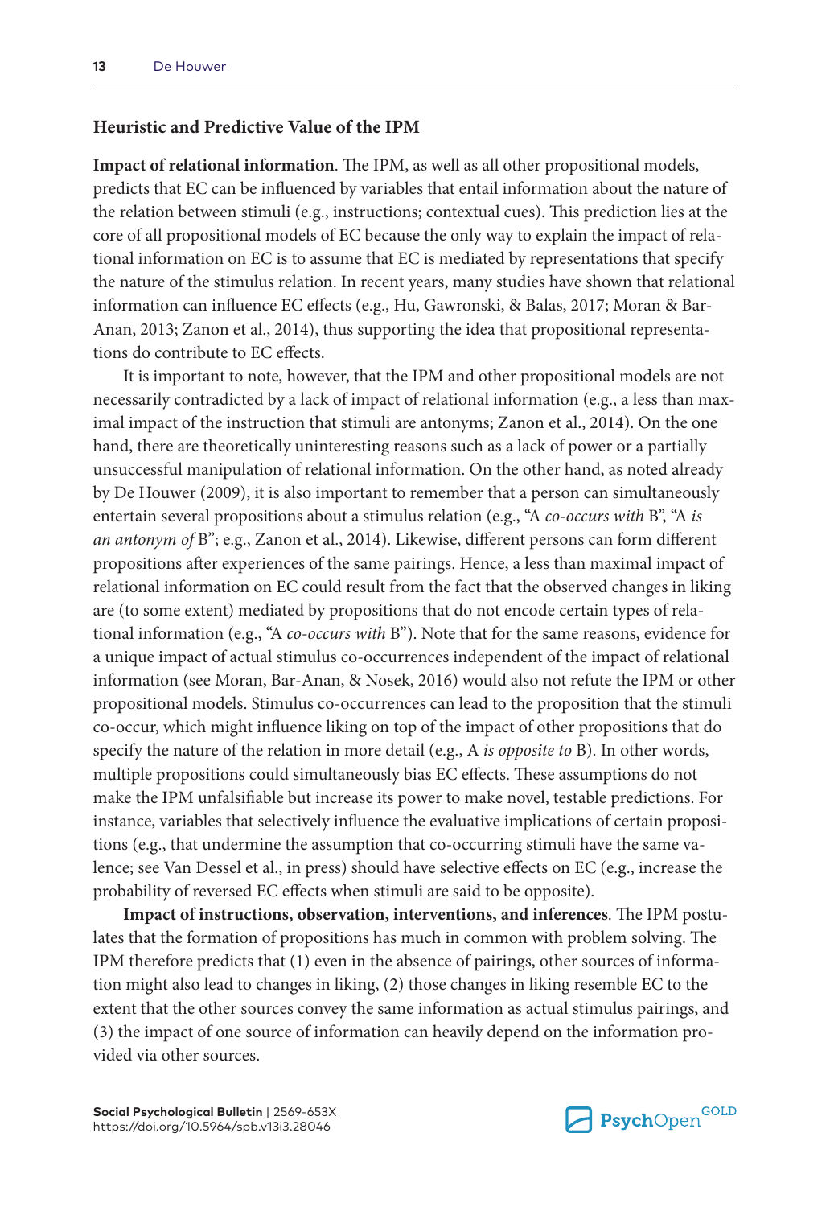### Heuristic and Predictive Value of the IPM

**Impact of relational information**. The IPM, as well as all other propositional models, predicts that EC can be influenced by variables that entail information about the nature of the relation between stimuli (e.g., instructions; contextual cues). This prediction lies at the core of all propositional models of EC because the only way to explain the impact of relational information on EC is to assume that EC is mediated by representations that specify the nature of the stimulus relation. In recent years, many studies have shown that relational information can influence EC effects (e.g., Hu, Gawronski, & Balas, 2017; Moran & Bar-Anan, 2013; Zanon et al., 2014), thus supporting the idea that propositional representations do contribute to EC effects.

It is important to note, however, that the IPM and other propositional models are not necessarily contradicted by a lack of impact of relational information (e.g., a less than maximal impact of the instruction that stimuli are antonyms; Zanon et al., 2014). On the one hand, there are theoretically uninteresting reasons such as a lack of power or a partially unsuccessful manipulation of relational information. On the other hand, as noted already by De Houwer (2009), it is also important to remember that a person can simultaneously entertain several propositions about a stimulus relation (e.g., "A *co-occurs with* B", "A *is an antonym of* B"; e.g., Zanon et al., 2014). Likewise, different persons can form different propositions after experiences of the same pairings. Hence, a less than maximal impact of relational information on EC could result from the fact that the observed changes in liking are (to some extent) mediated by propositions that do not encode certain types of relational information (e.g., "A *co-occurs with* B"). Note that for the same reasons, evidence for a unique impact of actual stimulus co-occurrences independent of the impact of relational information (see Moran, Bar-Anan, & Nosek, 2016) would also not refute the IPM or other propositional models. Stimulus co-occurrences can lead to the proposition that the stimuli co-occur, which might influence liking on top of the impact of other propositions that do specify the nature of the relation in more detail (e.g., A *is opposite to* B). In other words, multiple propositions could simultaneously bias EC effects. These assumptions do not make the IPM unfalsifiable but increase its power to make novel, testable predictions. For instance, variables that selectively influence the evaluative implications of certain propositions (e.g., that undermine the assumption that co-occurring stimuli have the same valence; see Van Dessel et al., in press) should have selective effects on EC (e.g., increase the probability of reversed EC effects when stimuli are said to be opposite).

**Impact of instructions, observation, interventions, and inferences**. The IPM postulates that the formation of propositions has much in common with problem solving. The IPM therefore predicts that (1) even in the absence of pairings, other sources of information might also lead to changes in liking, (2) those changes in liking resemble EC to the extent that the other sources convey the same information as actual stimulus pairings, and (3) the impact of one source of information can heavily depend on the information provided via other sources.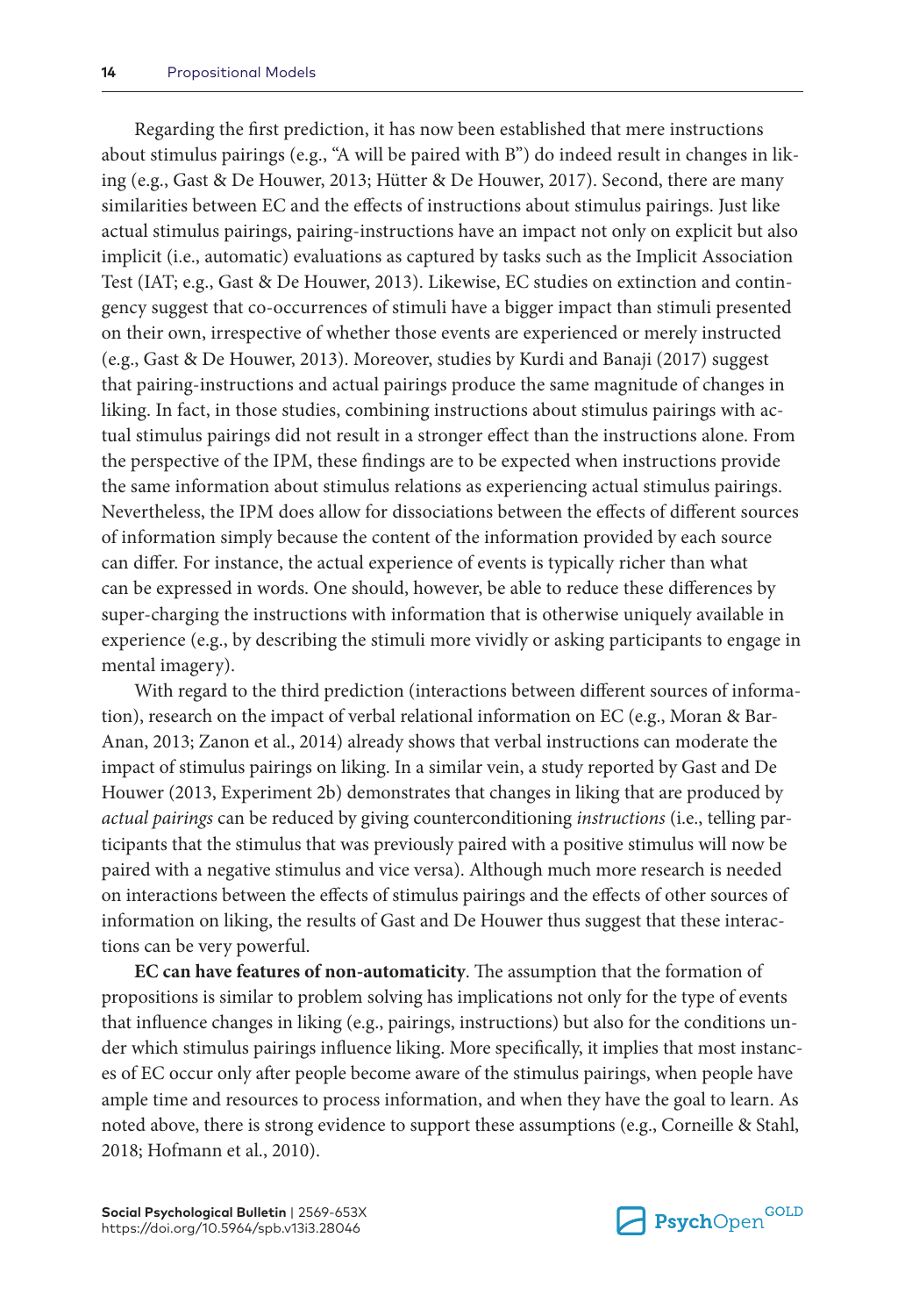Regarding the first prediction, it has now been established that mere instructions about stimulus pairings (e.g., "A will be paired with B") do indeed result in changes in liking (e.g., Gast & De Houwer, 2013; Hütter & De Houwer, 2017). Second, there are many similarities between EC and the effects of instructions about stimulus pairings. Just like actual stimulus pairings, pairing-instructions have an impact not only on explicit but also implicit (i.e., automatic) evaluations as captured by tasks such as the Implicit Association Test (IAT; e.g., Gast & De Houwer, 2013). Likewise, EC studies on extinction and contingency suggest that co-occurrences of stimuli have a bigger impact than stimuli presented on their own, irrespective of whether those events are experienced or merely instructed (e.g., Gast & De Houwer, 2013). Moreover, studies by Kurdi and Banaji (2017) suggest that pairing-instructions and actual pairings produce the same magnitude of changes in liking. In fact, in those studies, combining instructions about stimulus pairings with actual stimulus pairings did not result in a stronger effect than the instructions alone. From the perspective of the IPM, these findings are to be expected when instructions provide the same information about stimulus relations as experiencing actual stimulus pairings. Nevertheless, the IPM does allow for dissociations between the effects of different sources of information simply because the content of the information provided by each source can differ. For instance, the actual experience of events is typically richer than what can be expressed in words. One should, however, be able to reduce these differences by super-charging the instructions with information that is otherwise uniquely available in experience (e.g., by describing the stimuli more vividly or asking participants to engage in mental imagery).

With regard to the third prediction (interactions between different sources of information), research on the impact of verbal relational information on EC (e.g., Moran & Bar-Anan, 2013; Zanon et al., 2014) already shows that verbal instructions can moderate the impact of stimulus pairings on liking. In a similar vein, a study reported by Gast and De Houwer (2013, Experiment 2b) demonstrates that changes in liking that are produced by *actual pairings* can be reduced by giving counterconditioning *instructions* (i.e., telling participants that the stimulus that was previously paired with a positive stimulus will now be paired with a negative stimulus and vice versa). Although much more research is needed on interactions between the effects of stimulus pairings and the effects of other sources of information on liking, the results of Gast and De Houwer thus suggest that these interactions can be very powerful.

**EC can have features of non-automaticity**. The assumption that the formation of propositions is similar to problem solving has implications not only for the type of events that influence changes in liking (e.g., pairings, instructions) but also for the conditions under which stimulus pairings influence liking. More specifically, it implies that most instances of EC occur only after people become aware of the stimulus pairings, when people have ample time and resources to process information, and when they have the goal to learn. As noted above, there is strong evidence to support these assumptions (e.g., Corneille & Stahl, 2018; Hofmann et al., 2010).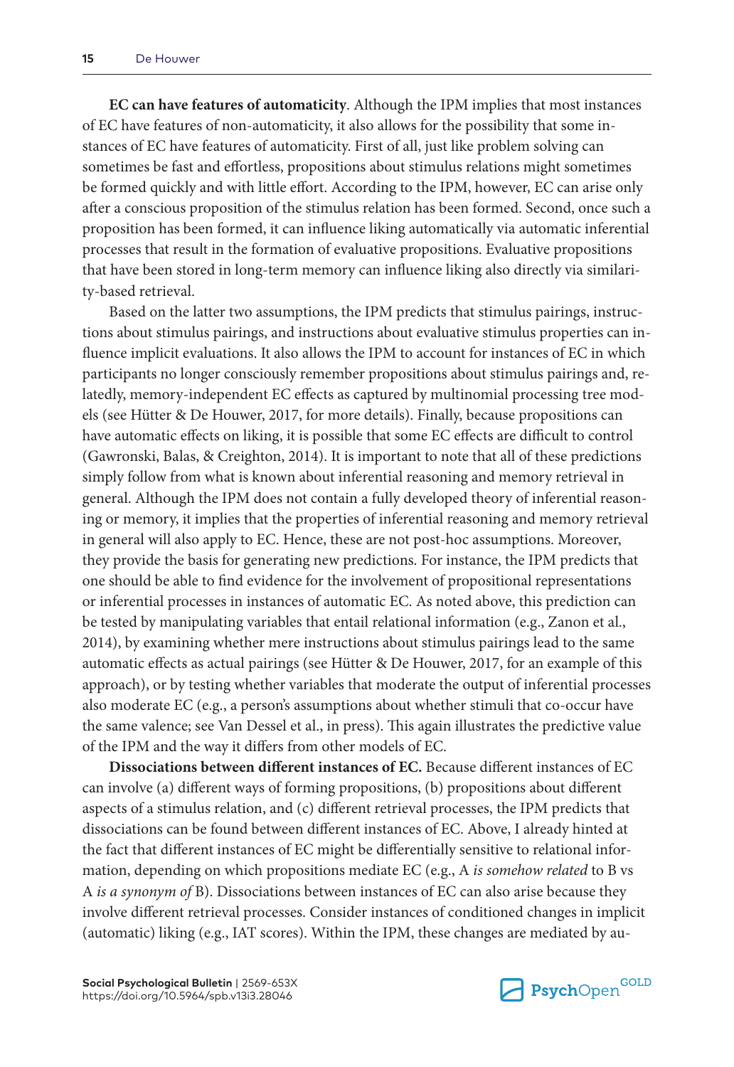**EC can have features of automaticity**. Although the IPM implies that most instances of EC have features of non-automaticity, it also allows for the possibility that some instances of EC have features of automaticity. First of all, just like problem solving can sometimes be fast and effortless, propositions about stimulus relations might sometimes be formed quickly and with little effort. According to the IPM, however, EC can arise only after a conscious proposition of the stimulus relation has been formed. Second, once such a proposition has been formed, it can influence liking automatically via automatic inferential processes that result in the formation of evaluative propositions. Evaluative propositions that have been stored in long-term memory can influence liking also directly via similarity-based retrieval.

Based on the latter two assumptions, the IPM predicts that stimulus pairings, instructions about stimulus pairings, and instructions about evaluative stimulus properties can influence implicit evaluations. It also allows the IPM to account for instances of EC in which participants no longer consciously remember propositions about stimulus pairings and, relatedly, memory-independent EC effects as captured by multinomial processing tree models (see Hütter & De Houwer, 2017, for more details). Finally, because propositions can have automatic effects on liking, it is possible that some EC effects are difficult to control (Gawronski, Balas, & Creighton, 2014). It is important to note that all of these predictions simply follow from what is known about inferential reasoning and memory retrieval in general. Although the IPM does not contain a fully developed theory of inferential reasoning or memory, it implies that the properties of inferential reasoning and memory retrieval in general will also apply to EC. Hence, these are not post-hoc assumptions. Moreover, they provide the basis for generating new predictions. For instance, the IPM predicts that one should be able to find evidence for the involvement of propositional representations or inferential processes in instances of automatic EC. As noted above, this prediction can be tested by manipulating variables that entail relational information (e.g., Zanon et al., 2014), by examining whether mere instructions about stimulus pairings lead to the same automatic effects as actual pairings (see Hütter & De Houwer, 2017, for an example of this approach), or by testing whether variables that moderate the output of inferential processes also moderate EC (e.g., a person's assumptions about whether stimuli that co-occur have the same valence; see Van Dessel et al., in press). This again illustrates the predictive value of the IPM and the way it differs from other models of EC.

**Dissociations between different instances of EC.** Because different instances of EC can involve (a) different ways of forming propositions, (b) propositions about different aspects of a stimulus relation, and (c) different retrieval processes, the IPM predicts that dissociations can be found between different instances of EC. Above, I already hinted at the fact that different instances of EC might be differentially sensitive to relational information, depending on which propositions mediate EC (e.g., A *is somehow related* to B vs A *is a synonym of* B). Dissociations between instances of EC can also arise because they involve different retrieval processes. Consider instances of conditioned changes in implicit (automatic) liking (e.g., IAT scores). Within the IPM, these changes are mediated by au-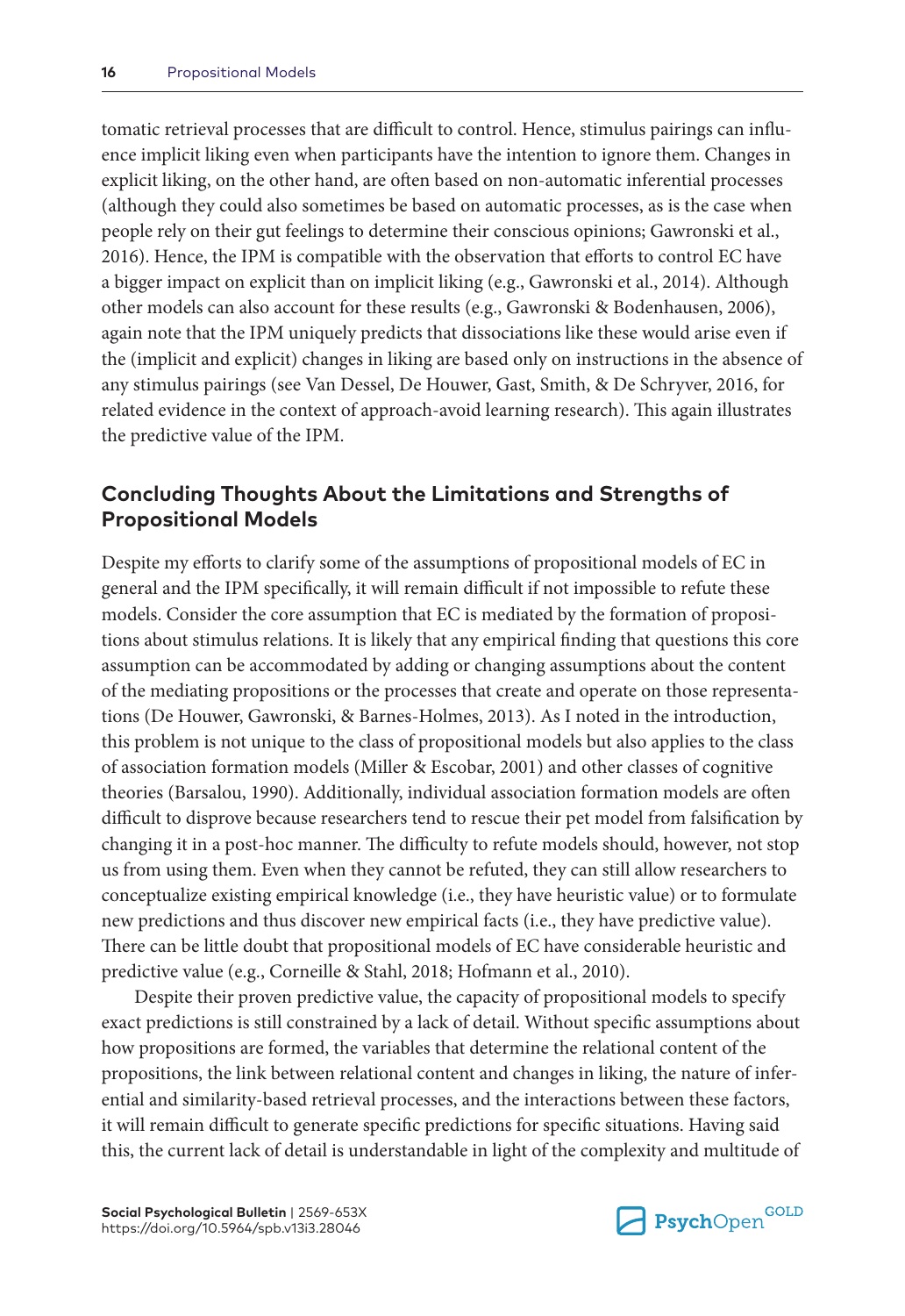tomatic retrieval processes that are difficult to control. Hence, stimulus pairings can influence implicit liking even when participants have the intention to ignore them. Changes in explicit liking, on the other hand, are often based on non-automatic inferential processes (although they could also sometimes be based on automatic processes, as is the case when people rely on their gut feelings to determine their conscious opinions; Gawronski et al., 2016). Hence, the IPM is compatible with the observation that efforts to control EC have a bigger impact on explicit than on implicit liking (e.g., Gawronski et al., 2014). Although other models can also account for these results (e.g., Gawronski & Bodenhausen, 2006), again note that the IPM uniquely predicts that dissociations like these would arise even if the (implicit and explicit) changes in liking are based only on instructions in the absence of any stimulus pairings (see Van Dessel, De Houwer, Gast, Smith, & De Schryver, 2016, for related evidence in the context of approach-avoid learning research). This again illustrates the predictive value of the IPM.

## Concluding Thoughts About the Limitations and Strengths of Propositional Models

Despite my efforts to clarify some of the assumptions of propositional models of EC in general and the IPM specifically, it will remain difficult if not impossible to refute these models. Consider the core assumption that EC is mediated by the formation of propositions about stimulus relations. It is likely that any empirical finding that questions this core assumption can be accommodated by adding or changing assumptions about the content of the mediating propositions or the processes that create and operate on those representations (De Houwer, Gawronski, & Barnes-Holmes, 2013). As I noted in the introduction, this problem is not unique to the class of propositional models but also applies to the class of association formation models (Miller & Escobar, 2001) and other classes of cognitive theories (Barsalou, 1990). Additionally, individual association formation models are often difficult to disprove because researchers tend to rescue their pet model from falsification by changing it in a post-hoc manner. The difficulty to refute models should, however, not stop us from using them. Even when they cannot be refuted, they can still allow researchers to conceptualize existing empirical knowledge (i.e., they have heuristic value) or to formulate new predictions and thus discover new empirical facts (i.e., they have predictive value). There can be little doubt that propositional models of EC have considerable heuristic and predictive value (e.g., Corneille & Stahl, 2018; Hofmann et al., 2010).

Despite their proven predictive value, the capacity of propositional models to specify exact predictions is still constrained by a lack of detail. Without specific assumptions about how propositions are formed, the variables that determine the relational content of the propositions, the link between relational content and changes in liking, the nature of inferential and similarity-based retrieval processes, and the interactions between these factors, it will remain difficult to generate specific predictions for specific situations. Having said this, the current lack of detail is understandable in light of the complexity and multitude of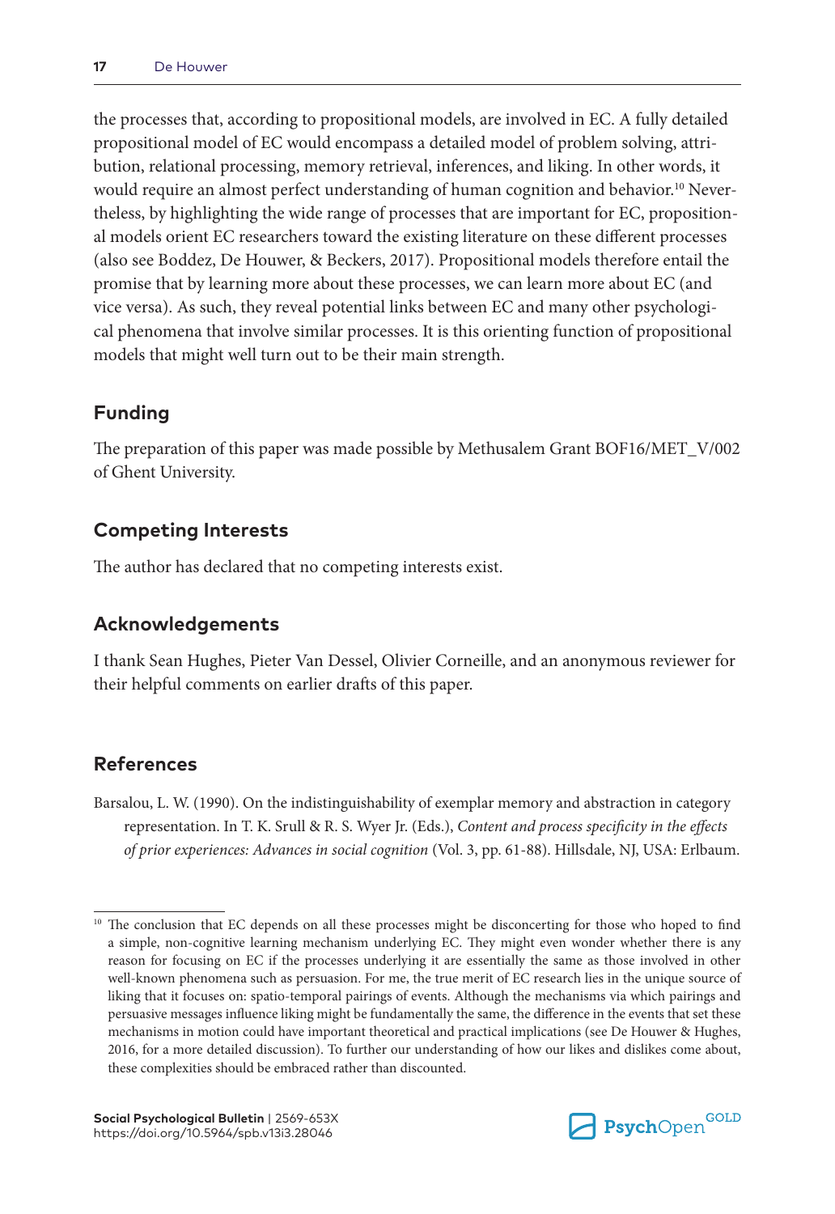the processes that, according to propositional models, are involved in EC. A fully detailed propositional model of EC would encompass a detailed model of problem solving, attribution, relational processing, memory retrieval, inferences, and liking. In other words, it would require an almost perfect understanding of human cognition and behavior.[10] Nevertheless, by highlighting the wide range of processes that are important for EC, propositional models orient EC researchers toward the existing literature on these different processes (also see Boddez, De Houwer, & Beckers, 2017). Propositional models therefore entail the promise that by learning more about these processes, we can learn more about EC (and vice versa). As such, they reveal potential links between EC and many other psychological phenomena that involve similar processes. It is this orienting function of propositional models that might well turn out to be their main strength.

## Funding

The preparation of this paper was made possible by Methusalem Grant BOF16/MET_V/002 of Ghent University.

## Competing Interests

The author has declared that no competing interests exist.

## Acknowledgements

I thank Sean Hughes, Pieter Van Dessel, Olivier Corneille, and an anonymous reviewer for their helpful comments on earlier drafts of this paper.

## References

Barsalou, L. W. (1990). On the indistinguishability of exemplar memory and abstraction in category representation. In T. K. Srull & R. S. Wyer Jr. (Eds.), *Content and process specificity in the effects of prior experiences: Advances in social cognition* (Vol. 3, pp. 61-88). Hillsdale, NJ, USA: Erlbaum.

---

[10] The conclusion that EC depends on all these processes might be disconcerting for those who hoped to find a simple, non-cognitive learning mechanism underlying EC. They might even wonder whether there is any reason for focusing on EC if the processes underlying it are essentially the same as those involved in other well-known phenomena such as persuasion. For me, the true merit of EC research lies in the unique source of liking that it focuses on: spatio-temporal pairings of events. Although the mechanisms via which pairings and persuasive messages influence liking might be fundamentally the same, the difference in the events that set these mechanisms in motion could have important theoretical and practical implications (see De Houwer & Hughes, 2016, for a more detailed discussion). To further our understanding of how our likes and dislikes come about, these complexities should be embraced rather than discounted.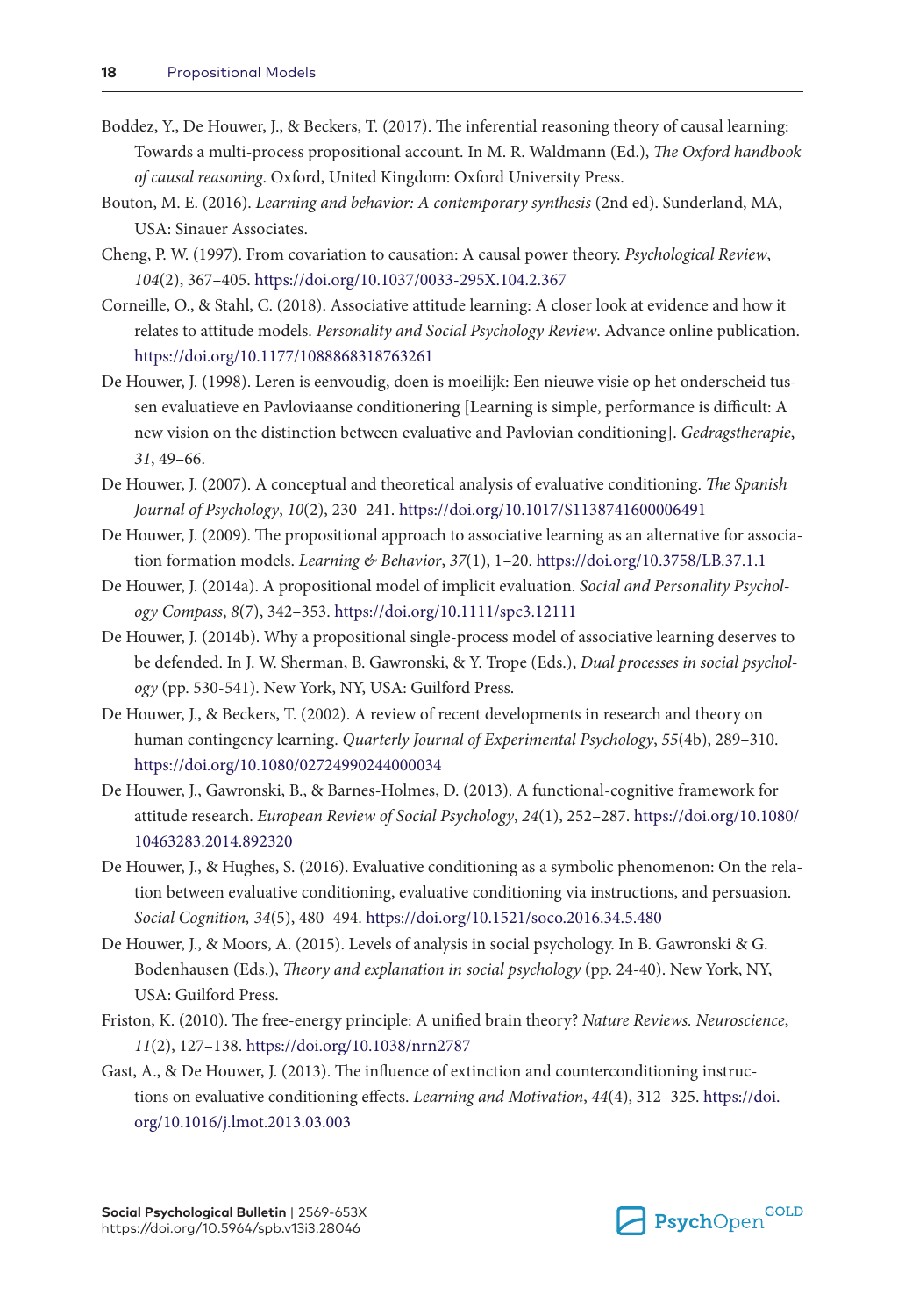Boddez, Y., De Houwer, J., & Beckers, T. (2017). The inferential reasoning theory of causal learning: Towards a multi-process propositional account. In M. R. Waldmann (Ed.), *The Oxford handbook of causal reasoning*. Oxford, United Kingdom: Oxford University Press.

Bouton, M. E. (2016). *Learning and behavior: A contemporary synthesis* (2nd ed). Sunderland, MA, USA: Sinauer Associates.

Cheng, P. W. (1997). From covariation to causation: A causal power theory. *Psychological Review*, *104*(2), 367–405. https://doi.org/10.1037/0033-295X.104.2.367

Corneille, O., & Stahl, C. (2018). Associative attitude learning: A closer look at evidence and how it relates to attitude models. *Personality and Social Psychology Review*. Advance online publication. https://doi.org/10.1177/1088868318763261

De Houwer, J. (1998). Leren is eenvoudig, doen is moeilijk: Een nieuwe visie op het onderscheid tussen evaluatieve en Pavloviaanse conditionering [Learning is simple, performance is difficult: A new vision on the distinction between evaluative and Pavlovian conditioning]. *Gedragstherapie*, *31*, 49–66.

De Houwer, J. (2007). A conceptual and theoretical analysis of evaluative conditioning. *The Spanish Journal of Psychology*, *10*(2), 230–241. https://doi.org/10.1017/S1138741600006491

De Houwer, J. (2009). The propositional approach to associative learning as an alternative for association formation models. *Learning & Behavior*, *37*(1), 1–20. https://doi.org/10.3758/LB.37.1.1

De Houwer, J. (2014a). A propositional model of implicit evaluation. *Social and Personality Psychology Compass*, *8*(7), 342–353. https://doi.org/10.1111/spc3.12111

De Houwer, J. (2014b). Why a propositional single-process model of associative learning deserves to be defended. In J. W. Sherman, B. Gawronski, & Y. Trope (Eds.), *Dual processes in social psychology* (pp. 530-541). New York, NY, USA: Guilford Press.

De Houwer, J., & Beckers, T. (2002). A review of recent developments in research and theory on human contingency learning. *Quarterly Journal of Experimental Psychology*, *55*(4b), 289–310. https://doi.org/10.1080/02724990244000034

De Houwer, J., Gawronski, B., & Barnes-Holmes, D. (2013). A functional-cognitive framework for attitude research. *European Review of Social Psychology*, *24*(1), 252–287. https://doi.org/10.1080/10463283.2014.892320

De Houwer, J., & Hughes, S. (2016). Evaluative conditioning as a symbolic phenomenon: On the relation between evaluative conditioning, evaluative conditioning via instructions, and persuasion. *Social Cognition, 34*(5), 480–494. https://doi.org/10.1521/soco.2016.34.5.480

De Houwer, J., & Moors, A. (2015). Levels of analysis in social psychology. In B. Gawronski & G. Bodenhausen (Eds.), *Theory and explanation in social psychology* (pp. 24-40). New York, NY, USA: Guilford Press.

Friston, K. (2010). The free-energy principle: A unified brain theory? *Nature Reviews. Neuroscience*, *11*(2), 127–138. https://doi.org/10.1038/nrn2787

Gast, A., & De Houwer, J. (2013). The influence of extinction and counterconditioning instructions on evaluative conditioning effects. *Learning and Motivation*, *44*(4), 312–325. https://doi.org/10.1016/j.lmot.2013.03.003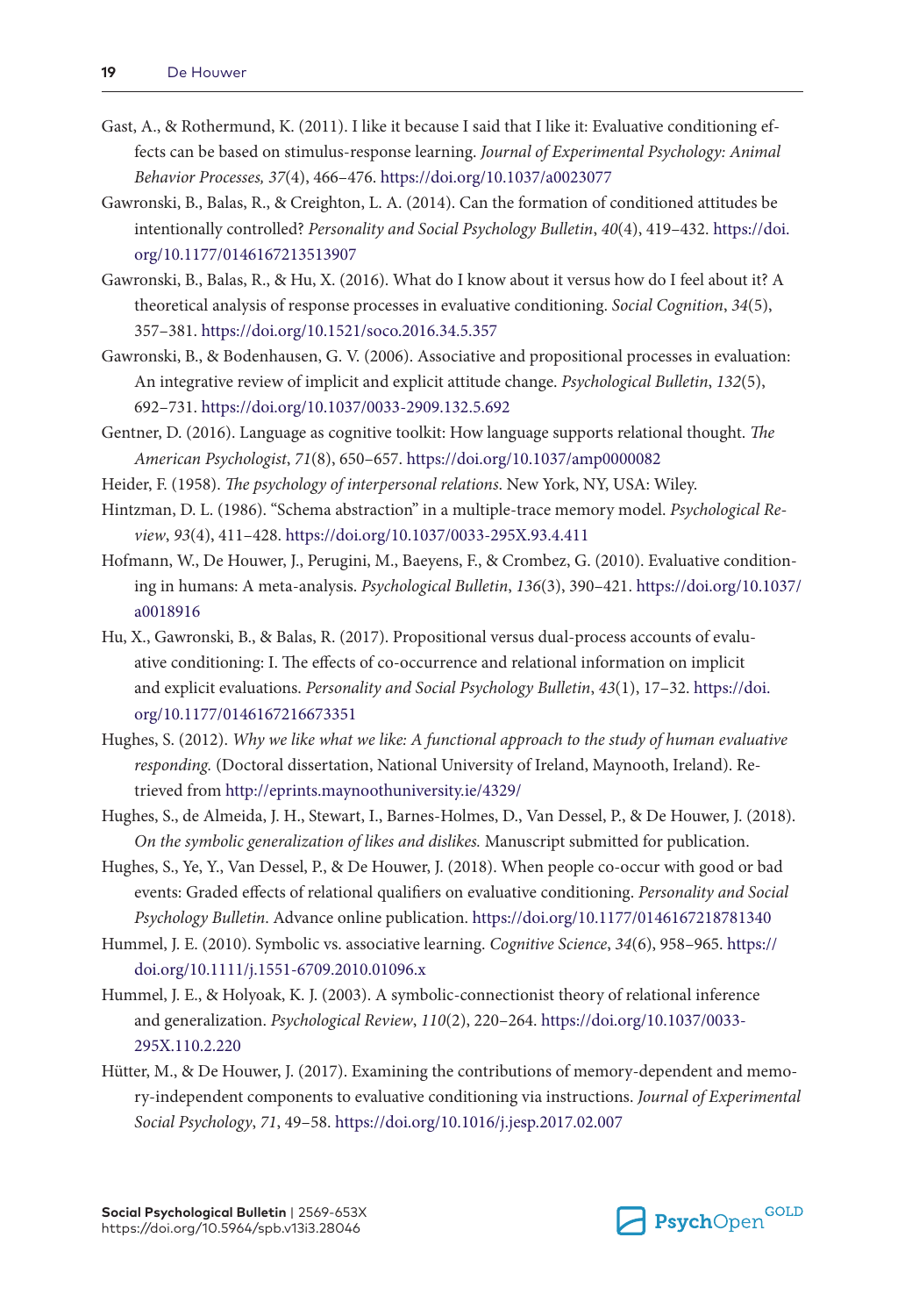Gast, A., & Rothermund, K. (2011). I like it because I said that I like it: Evaluative conditioning effects can be based on stimulus-response learning. *Journal of Experimental Psychology: Animal Behavior Processes, 37*(4), 466–476. https://doi.org/10.1037/a0023077

Gawronski, B., Balas, R., & Creighton, L. A. (2014). Can the formation of conditioned attitudes be intentionally controlled? *Personality and Social Psychology Bulletin*, *40*(4), 419–432. https://doi.org/10.1177/0146167213513907

Gawronski, B., Balas, R., & Hu, X. (2016). What do I know about it versus how do I feel about it? A theoretical analysis of response processes in evaluative conditioning. *Social Cognition*, *34*(5), 357–381. https://doi.org/10.1521/soco.2016.34.5.357

Gawronski, B., & Bodenhausen, G. V. (2006). Associative and propositional processes in evaluation: An integrative review of implicit and explicit attitude change. *Psychological Bulletin*, *132*(5), 692–731. https://doi.org/10.1037/0033-2909.132.5.692

Gentner, D. (2016). Language as cognitive toolkit: How language supports relational thought. *The American Psychologist*, *71*(8), 650–657. https://doi.org/10.1037/amp0000082

Heider, F. (1958). *The psychology of interpersonal relations*. New York, NY, USA: Wiley.

Hintzman, D. L. (1986). "Schema abstraction" in a multiple-trace memory model. *Psychological Review*, *93*(4), 411–428. https://doi.org/10.1037/0033-295X.93.4.411

Hofmann, W., De Houwer, J., Perugini, M., Baeyens, F., & Crombez, G. (2010). Evaluative conditioning in humans: A meta-analysis. *Psychological Bulletin*, *136*(3), 390–421. https://doi.org/10.1037/a0018916

Hu, X., Gawronski, B., & Balas, R. (2017). Propositional versus dual-process accounts of evaluative conditioning: I. The effects of co-occurrence and relational information on implicit and explicit evaluations. *Personality and Social Psychology Bulletin*, *43*(1), 17–32. https://doi.org/10.1177/0146167216673351

Hughes, S. (2012). *Why we like what we like: A functional approach to the study of human evaluative responding.* (Doctoral dissertation, National University of Ireland, Maynooth, Ireland). Retrieved from http://eprints.maynoothuniversity.ie/4329/

Hughes, S., de Almeida, J. H., Stewart, I., Barnes-Holmes, D., Van Dessel, P., & De Houwer, J. (2018). *On the symbolic generalization of likes and dislikes.* Manuscript submitted for publication.

Hughes, S., Ye, Y., Van Dessel, P., & De Houwer, J. (2018). When people co-occur with good or bad events: Graded effects of relational qualifiers on evaluative conditioning. *Personality and Social Psychology Bulletin*. Advance online publication. https://doi.org/10.1177/0146167218781340

Hummel, J. E. (2010). Symbolic vs. associative learning. *Cognitive Science*, *34*(6), 958–965. https://doi.org/10.1111/j.1551-6709.2010.01096.x

Hummel, J. E., & Holyoak, K. J. (2003). A symbolic-connectionist theory of relational inference and generalization. *Psychological Review*, *110*(2), 220–264. https://doi.org/10.1037/0033-295X.110.2.220

Hütter, M., & De Houwer, J. (2017). Examining the contributions of memory-dependent and memory-independent components to evaluative conditioning via instructions. *Journal of Experimental Social Psychology*, *71*, 49–58. https://doi.org/10.1016/j.jesp.2017.02.007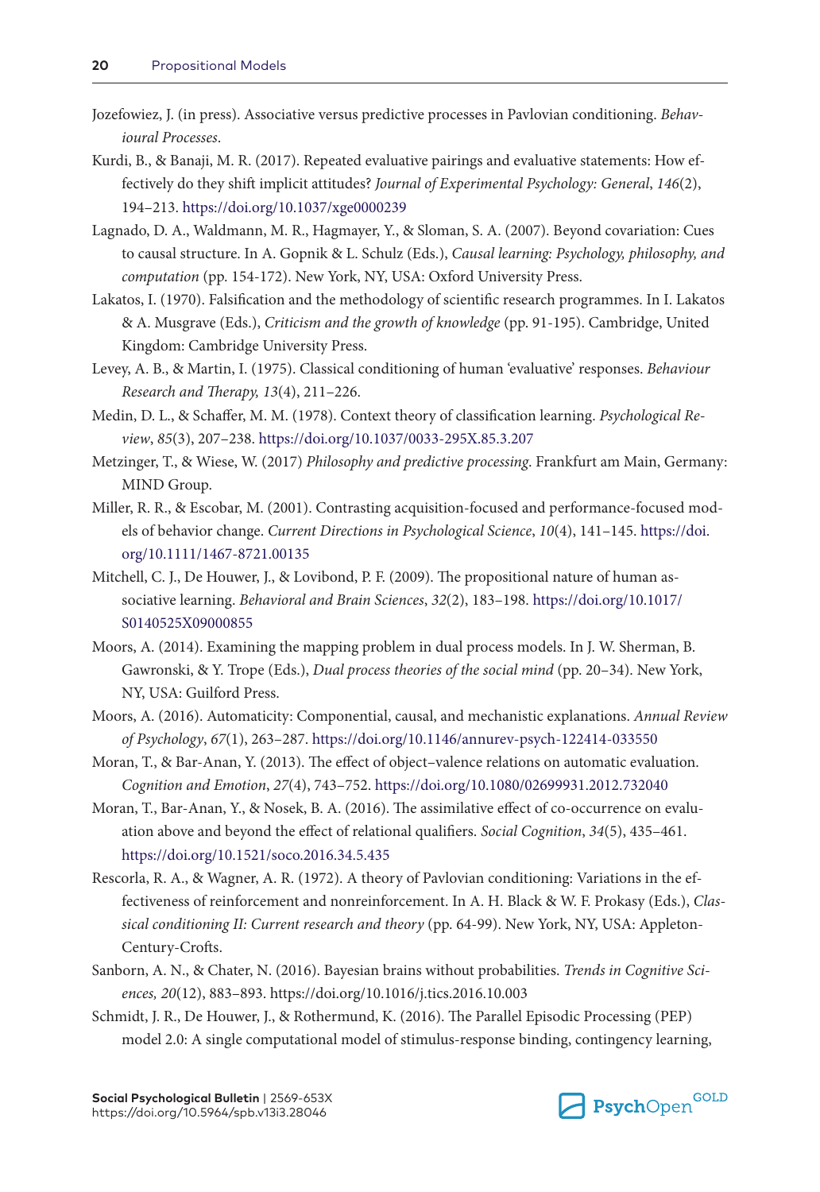Jozefowiez, J. (in press). Associative versus predictive processes in Pavlovian conditioning. *Behavioural Processes*.

Kurdi, B., & Banaji, M. R. (2017). Repeated evaluative pairings and evaluative statements: How effectively do they shift implicit attitudes? *Journal of Experimental Psychology: General*, *146*(2), 194–213. https://doi.org/10.1037/xge0000239

Lagnado, D. A., Waldmann, M. R., Hagmayer, Y., & Sloman, S. A. (2007). Beyond covariation: Cues to causal structure. In A. Gopnik & L. Schulz (Eds.), *Causal learning: Psychology, philosophy, and computation* (pp. 154-172). New York, NY, USA: Oxford University Press.

Lakatos, I. (1970). Falsification and the methodology of scientific research programmes. In I. Lakatos & A. Musgrave (Eds.), *Criticism and the growth of knowledge* (pp. 91-195). Cambridge, United Kingdom: Cambridge University Press.

Levey, A. B., & Martin, I. (1975). Classical conditioning of human 'evaluative' responses. *Behaviour Research and Therapy, 13*(4), 211–226.

Medin, D. L., & Schaffer, M. M. (1978). Context theory of classification learning. *Psychological Review*, *85*(3), 207–238. https://doi.org/10.1037/0033-295X.85.3.207

Metzinger, T., & Wiese, W. (2017) *Philosophy and predictive processing*. Frankfurt am Main, Germany: MIND Group.

Miller, R. R., & Escobar, M. (2001). Contrasting acquisition-focused and performance-focused models of behavior change. *Current Directions in Psychological Science*, *10*(4), 141–145. https://doi.org/10.1111/1467-8721.00135

Mitchell, C. J., De Houwer, J., & Lovibond, P. F. (2009). The propositional nature of human associative learning. *Behavioral and Brain Sciences*, *32*(2), 183–198. https://doi.org/10.1017/S0140525X09000855

Moors, A. (2014). Examining the mapping problem in dual process models. In J. W. Sherman, B. Gawronski, & Y. Trope (Eds.), *Dual process theories of the social mind* (pp. 20–34). New York, NY, USA: Guilford Press.

Moors, A. (2016). Automaticity: Componential, causal, and mechanistic explanations. *Annual Review of Psychology*, *67*(1), 263–287. https://doi.org/10.1146/annurev-psych-122414-033550

Moran, T., & Bar-Anan, Y. (2013). The effect of object–valence relations on automatic evaluation. *Cognition and Emotion*, *27*(4), 743–752. https://doi.org/10.1080/02699931.2012.732040

Moran, T., Bar-Anan, Y., & Nosek, B. A. (2016). The assimilative effect of co-occurrence on evaluation above and beyond the effect of relational qualifiers. *Social Cognition*, *34*(5), 435–461. https://doi.org/10.1521/soco.2016.34.5.435

Rescorla, R. A., & Wagner, A. R. (1972). A theory of Pavlovian conditioning: Variations in the effectiveness of reinforcement and nonreinforcement. In A. H. Black & W. F. Prokasy (Eds.), *Classical conditioning II: Current research and theory* (pp. 64-99). New York, NY, USA: Appleton-Century-Crofts.

Sanborn, A. N., & Chater, N. (2016). Bayesian brains without probabilities. *Trends in Cognitive Sciences, 20*(12), 883–893. https://doi.org/10.1016/j.tics.2016.10.003

Schmidt, J. R., De Houwer, J., & Rothermund, K. (2016). The Parallel Episodic Processing (PEP) model 2.0: A single computational model of stimulus-response binding, contingency learning,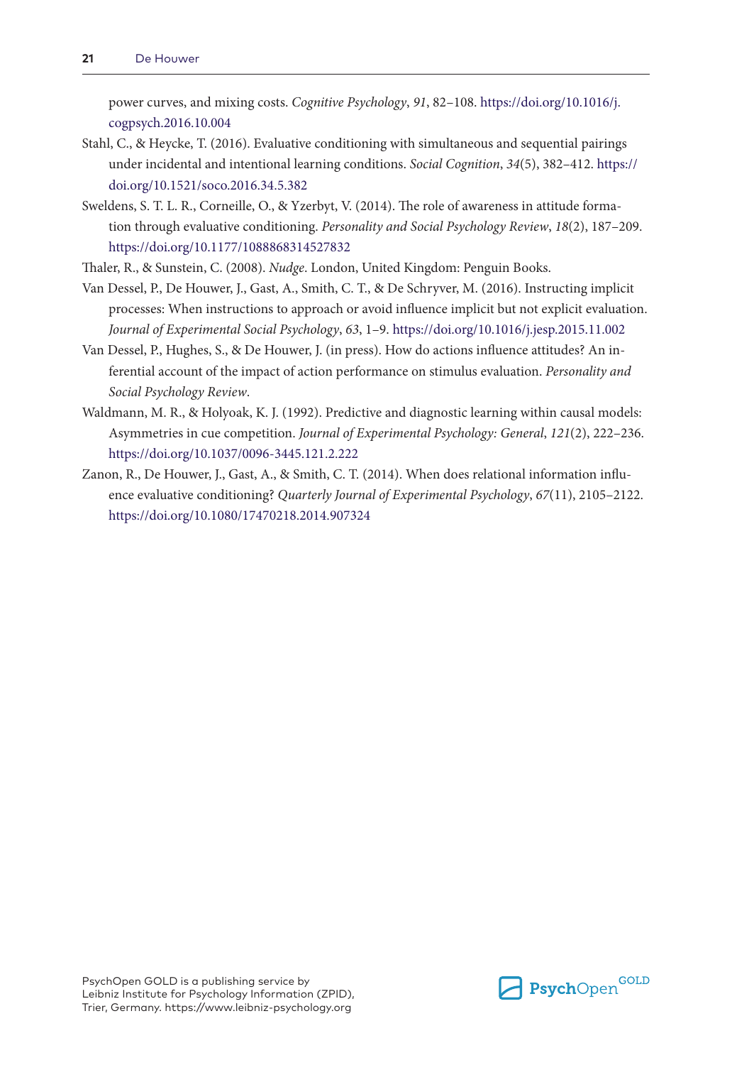power curves, and mixing costs. *Cognitive Psychology*, *91*, 82–108. https://doi.org/10.1016/j.cogpsych.2016.10.004

Stahl, C., & Heycke, T. (2016). Evaluative conditioning with simultaneous and sequential pairings under incidental and intentional learning conditions. *Social Cognition*, *34*(5), 382–412. https://doi.org/10.1521/soco.2016.34.5.382

Sweldens, S. T. L. R., Corneille, O., & Yzerbyt, V. (2014). The role of awareness in attitude formation through evaluative conditioning. *Personality and Social Psychology Review*, *18*(2), 187–209. https://doi.org/10.1177/1088868314527832

Thaler, R., & Sunstein, C. (2008). *Nudge*. London, United Kingdom: Penguin Books.

Van Dessel, P., De Houwer, J., Gast, A., Smith, C. T., & De Schryver, M. (2016). Instructing implicit processes: When instructions to approach or avoid influence implicit but not explicit evaluation. *Journal of Experimental Social Psychology*, *63*, 1–9. https://doi.org/10.1016/j.jesp.2015.11.002

Van Dessel, P., Hughes, S., & De Houwer, J. (in press). How do actions influence attitudes? An inferential account of the impact of action performance on stimulus evaluation. *Personality and Social Psychology Review*.

Waldmann, M. R., & Holyoak, K. J. (1992). Predictive and diagnostic learning within causal models: Asymmetries in cue competition. *Journal of Experimental Psychology: General*, *121*(2), 222–236. https://doi.org/10.1037/0096-3445.121.2.222

Zanon, R., De Houwer, J., Gast, A., & Smith, C. T. (2014). When does relational information influence evaluative conditioning? *Quarterly Journal of Experimental Psychology*, *67*(11), 2105–2122. https://doi.org/10.1080/17470218.2014.907324

PsychOpen GOLD is a publishing service by Leibniz Institute for Psychology Information (ZPID), Trier, Germany. https://www.leibniz-psychology.org